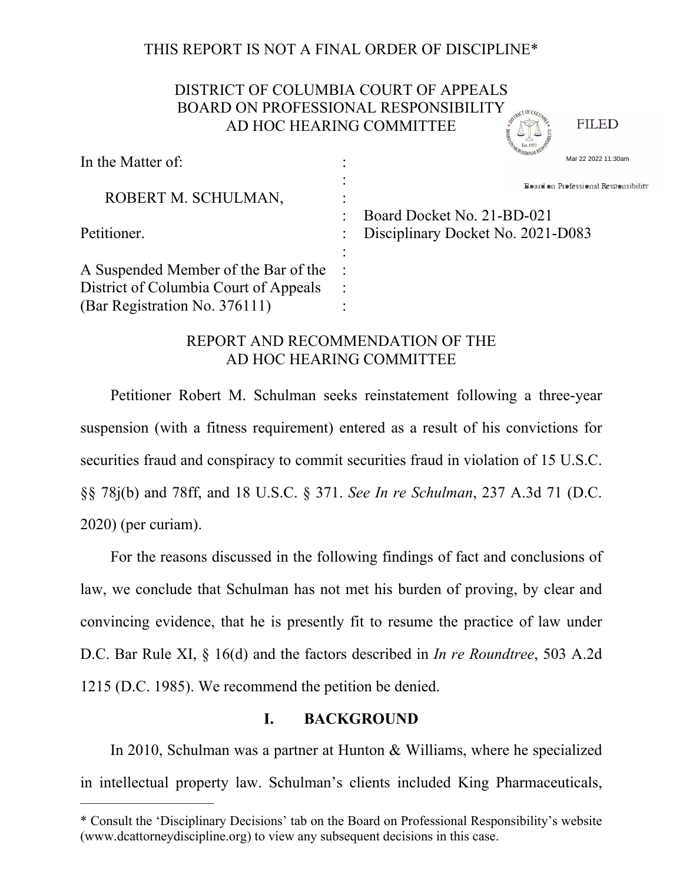THIS REPORT IS NOT A FINAL ORDER OF DISCIPLINE*

DISTRICT OF COLUMBIA COURT OF APPEALS
BOARD ON PROFESSIONAL RESPONSIBILITY
AD HOC HEARING COMMITTEE

FILED

Mar 22 2022 11:30am

Board on Professional Responsibility

| | | |
|---|---|---|
| In the Matter of: | : | |
| | : | |
| ROBERT M. SCHULMAN, | : | |
| | : | Board Docket No. 21-BD-021 |
| Petitioner. | : | Disciplinary Docket No. 2021-D083 |
| | : | |
| A Suspended Member of the Bar of the District of Columbia Court of Appeals (Bar Registration No. 376111) | : | |

## REPORT AND RECOMMENDATION OF THE AD HOC HEARING COMMITTEE

Petitioner Robert M. Schulman seeks reinstatement following a three-year suspension (with a fitness requirement) entered as a result of his convictions for securities fraud and conspiracy to commit securities fraud in violation of 15 U.S.C. §§ 78j(b) and 78ff, and 18 U.S.C. § 371. *See In re Schulman*, 237 A.3d 71 (D.C. 2020) (per curiam).

For the reasons discussed in the following findings of fact and conclusions of law, we conclude that Schulman has not met his burden of proving, by clear and convincing evidence, that he is presently fit to resume the practice of law under D.C. Bar Rule XI, § 16(d) and the factors described in *In re Roundtree*, 503 A.2d 1215 (D.C. 1985). We recommend the petition be denied.

### I. BACKGROUND

In 2010, Schulman was a partner at Hunton & Williams, where he specialized in intellectual property law. Schulman's clients included King Pharmaceuticals,

---

* Consult the 'Disciplinary Decisions' tab on the Board on Professional Responsibility's website (www.dcattorneydiscipline.org) to view any subsequent decisions in this case.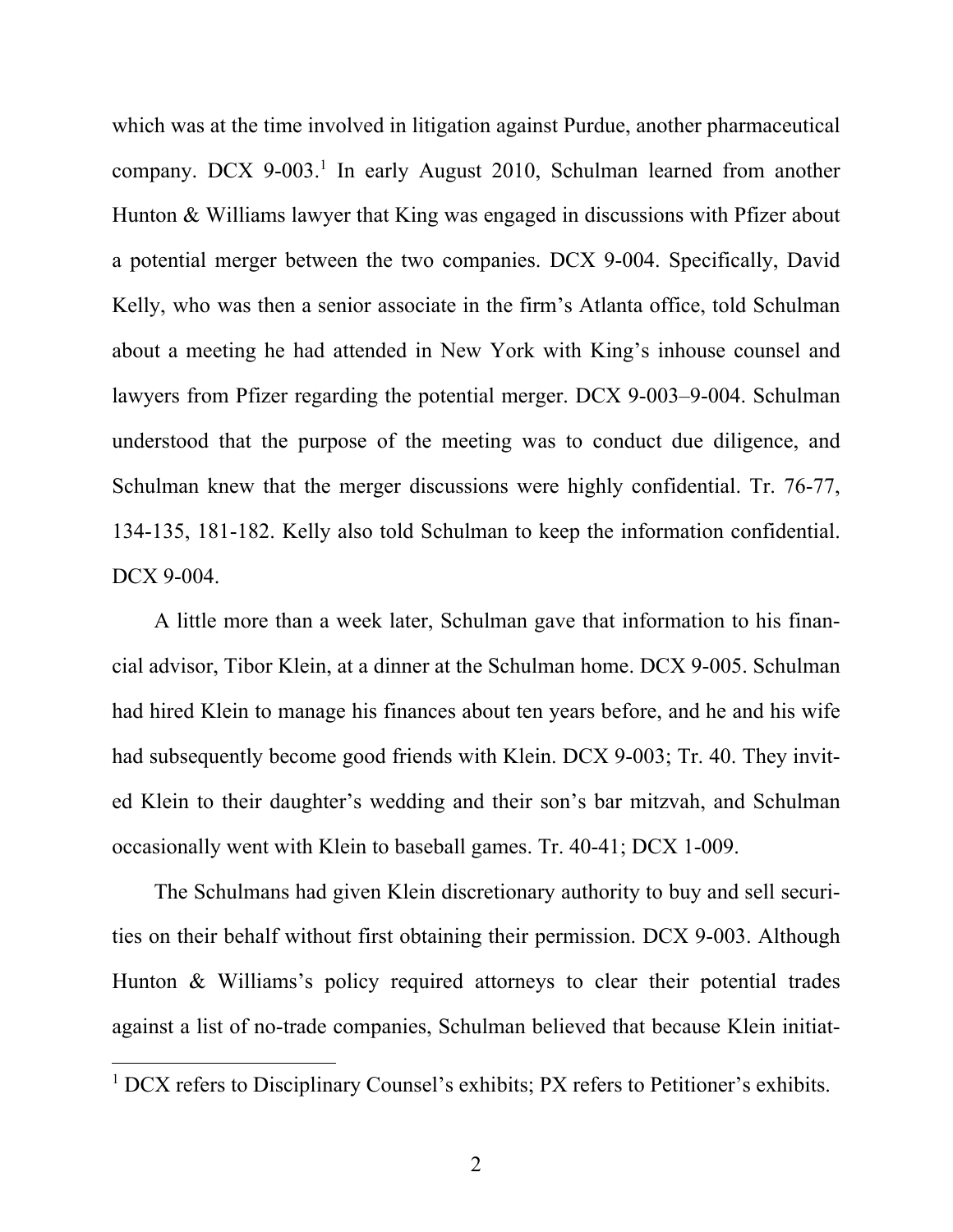which was at the time involved in litigation against Purdue, another pharmaceutical company. DCX 9-003.[1] In early August 2010, Schulman learned from another Hunton & Williams lawyer that King was engaged in discussions with Pfizer about a potential merger between the two companies. DCX 9-004. Specifically, David Kelly, who was then a senior associate in the firm's Atlanta office, told Schulman about a meeting he had attended in New York with King's inhouse counsel and lawyers from Pfizer regarding the potential merger. DCX 9-003–9-004. Schulman understood that the purpose of the meeting was to conduct due diligence, and Schulman knew that the merger discussions were highly confidential. Tr. 76-77, 134-135, 181-182. Kelly also told Schulman to keep the information confidential. DCX 9-004.

A little more than a week later, Schulman gave that information to his financial advisor, Tibor Klein, at a dinner at the Schulman home. DCX 9-005. Schulman had hired Klein to manage his finances about ten years before, and he and his wife had subsequently become good friends with Klein. DCX 9-003; Tr. 40. They invited Klein to their daughter's wedding and their son's bar mitzvah, and Schulman occasionally went with Klein to baseball games. Tr. 40-41; DCX 1-009.

The Schulmans had given Klein discretionary authority to buy and sell securities on their behalf without first obtaining their permission. DCX 9-003. Although Hunton & Williams's policy required attorneys to clear their potential trades against a list of no-trade companies, Schulman believed that because Klein initiat-

[1] DCX refers to Disciplinary Counsel's exhibits; PX refers to Petitioner's exhibits.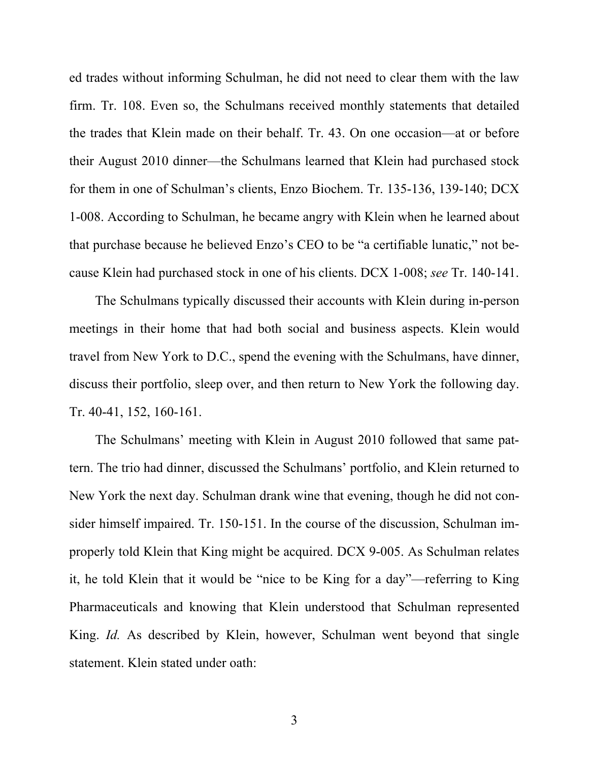ed trades without informing Schulman, he did not need to clear them with the law firm. Tr. 108. Even so, the Schulmans received monthly statements that detailed the trades that Klein made on their behalf. Tr. 43. On one occasion—at or before their August 2010 dinner—the Schulmans learned that Klein had purchased stock for them in one of Schulman's clients, Enzo Biochem. Tr. 135-136, 139-140; DCX 1-008. According to Schulman, he became angry with Klein when he learned about that purchase because he believed Enzo's CEO to be "a certifiable lunatic," not because Klein had purchased stock in one of his clients. DCX 1-008; *see* Tr. 140-141.

The Schulmans typically discussed their accounts with Klein during in-person meetings in their home that had both social and business aspects. Klein would travel from New York to D.C., spend the evening with the Schulmans, have dinner, discuss their portfolio, sleep over, and then return to New York the following day. Tr. 40-41, 152, 160-161.

The Schulmans' meeting with Klein in August 2010 followed that same pattern. The trio had dinner, discussed the Schulmans' portfolio, and Klein returned to New York the next day. Schulman drank wine that evening, though he did not consider himself impaired. Tr. 150-151. In the course of the discussion, Schulman improperly told Klein that King might be acquired. DCX 9-005. As Schulman relates it, he told Klein that it would be "nice to be King for a day"—referring to King Pharmaceuticals and knowing that Klein understood that Schulman represented King. *Id.* As described by Klein, however, Schulman went beyond that single statement. Klein stated under oath: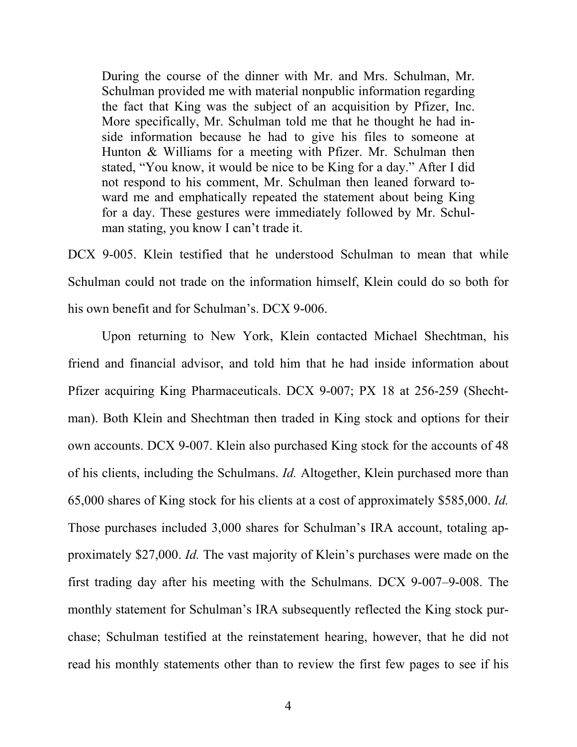> During the course of the dinner with Mr. and Mrs. Schulman, Mr. Schulman provided me with material nonpublic information regarding the fact that King was the subject of an acquisition by Pfizer, Inc. More specifically, Mr. Schulman told me that he thought he had inside information because he had to give his files to someone at Hunton & Williams for a meeting with Pfizer. Mr. Schulman then stated, "You know, it would be nice to be King for a day." After I did not respond to his comment, Mr. Schulman then leaned forward toward me and emphatically repeated the statement about being King for a day. These gestures were immediately followed by Mr. Schulman stating, you know I can't trade it.

DCX 9-005. Klein testified that he understood Schulman to mean that while Schulman could not trade on the information himself, Klein could do so both for his own benefit and for Schulman's. DCX 9-006.

Upon returning to New York, Klein contacted Michael Shechtman, his friend and financial advisor, and told him that he had inside information about Pfizer acquiring King Pharmaceuticals. DCX 9-007; PX 18 at 256-259 (Shechtman). Both Klein and Shechtman then traded in King stock and options for their own accounts. DCX 9-007. Klein also purchased King stock for the accounts of 48 of his clients, including the Schulmans. *Id.* Altogether, Klein purchased more than 65,000 shares of King stock for his clients at a cost of approximately $585,000. *Id.* Those purchases included 3,000 shares for Schulman's IRA account, totaling approximately $27,000. *Id.* The vast majority of Klein's purchases were made on the first trading day after his meeting with the Schulmans. DCX 9-007–9-008. The monthly statement for Schulman's IRA subsequently reflected the King stock purchase; Schulman testified at the reinstatement hearing, however, that he did not read his monthly statements other than to review the first few pages to see if his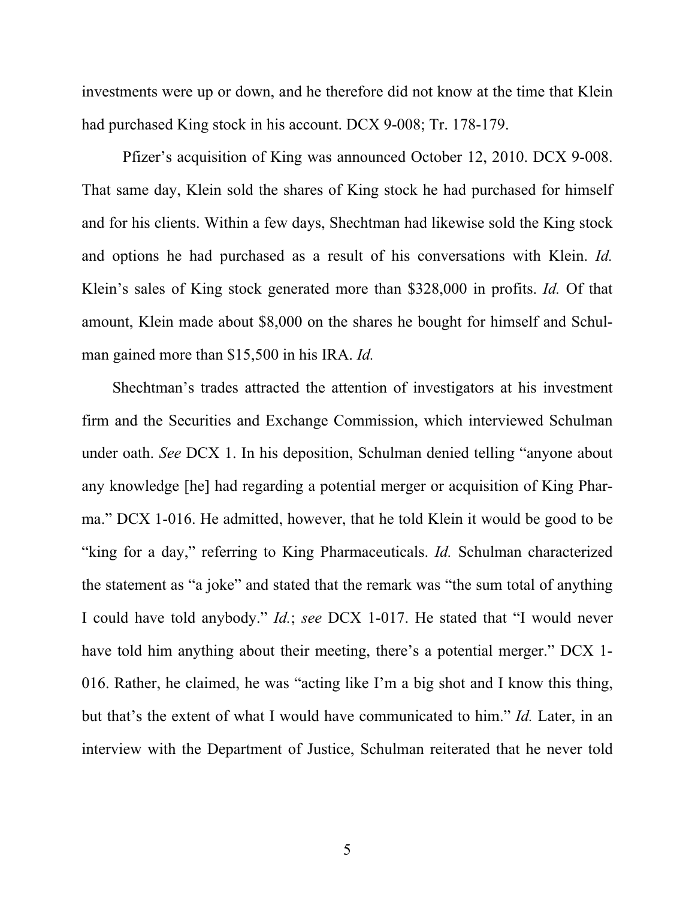investments were up or down, and he therefore did not know at the time that Klein had purchased King stock in his account. DCX 9-008; Tr. 178-179.

Pfizer's acquisition of King was announced October 12, 2010. DCX 9-008. That same day, Klein sold the shares of King stock he had purchased for himself and for his clients. Within a few days, Shechtman had likewise sold the King stock and options he had purchased as a result of his conversations with Klein. *Id.* Klein's sales of King stock generated more than $328,000 in profits. *Id.* Of that amount, Klein made about $8,000 on the shares he bought for himself and Schulman gained more than $15,500 in his IRA. *Id.*

Shechtman's trades attracted the attention of investigators at his investment firm and the Securities and Exchange Commission, which interviewed Schulman under oath. *See* DCX 1. In his deposition, Schulman denied telling "anyone about any knowledge [he] had regarding a potential merger or acquisition of King Pharma." DCX 1-016. He admitted, however, that he told Klein it would be good to be "king for a day," referring to King Pharmaceuticals. *Id.* Schulman characterized the statement as "a joke" and stated that the remark was "the sum total of anything I could have told anybody." *Id.*; *see* DCX 1-017. He stated that "I would never have told him anything about their meeting, there's a potential merger." DCX 1-016. Rather, he claimed, he was "acting like I'm a big shot and I know this thing, but that's the extent of what I would have communicated to him." *Id.* Later, in an interview with the Department of Justice, Schulman reiterated that he never told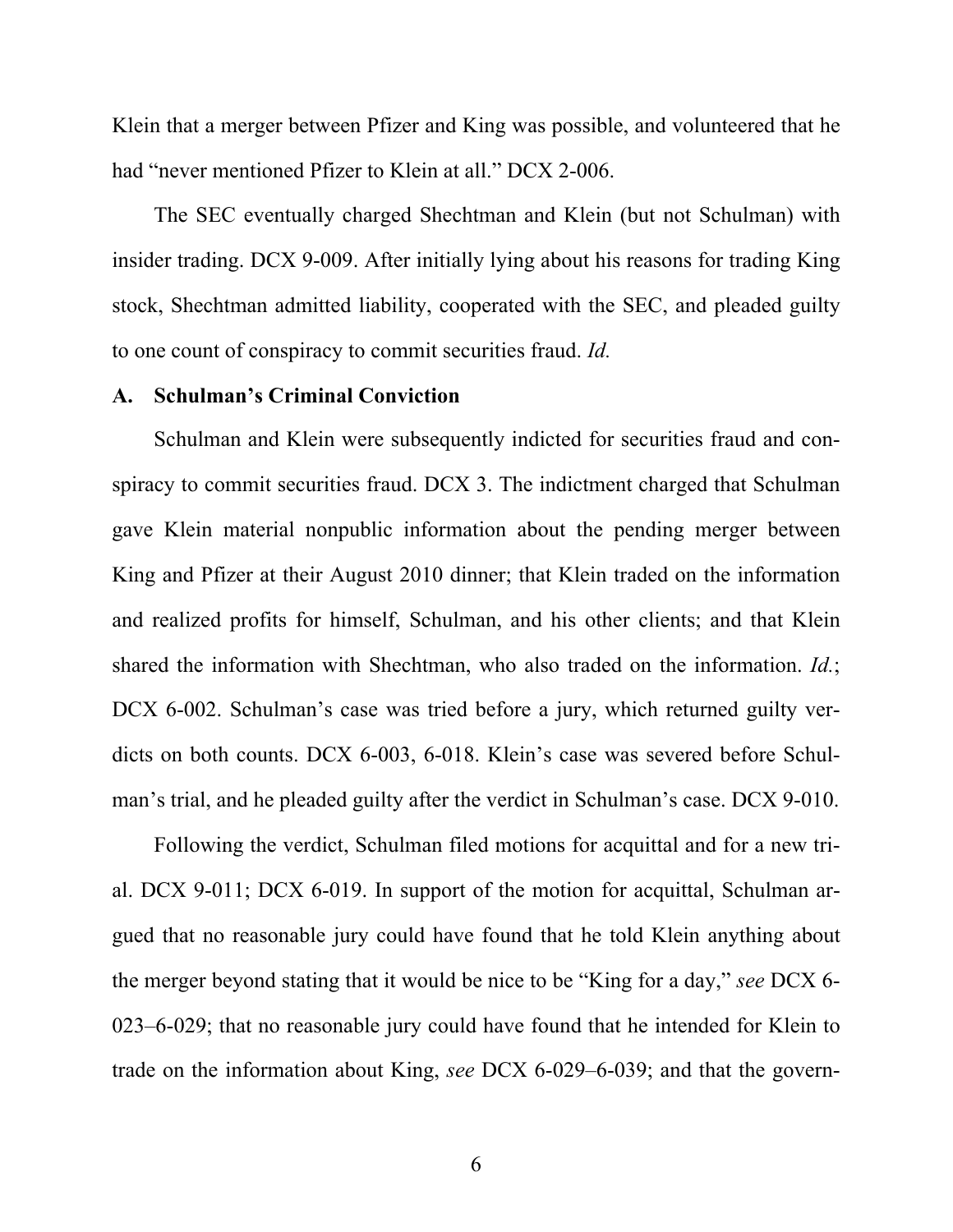Klein that a merger between Pfizer and King was possible, and volunteered that he had "never mentioned Pfizer to Klein at all." DCX 2-006.

The SEC eventually charged Shechtman and Klein (but not Schulman) with insider trading. DCX 9-009. After initially lying about his reasons for trading King stock, Shechtman admitted liability, cooperated with the SEC, and pleaded guilty to one count of conspiracy to commit securities fraud. *Id.*

### A. Schulman's Criminal Conviction

Schulman and Klein were subsequently indicted for securities fraud and conspiracy to commit securities fraud. DCX 3. The indictment charged that Schulman gave Klein material nonpublic information about the pending merger between King and Pfizer at their August 2010 dinner; that Klein traded on the information and realized profits for himself, Schulman, and his other clients; and that Klein shared the information with Shechtman, who also traded on the information. *Id.*; DCX 6-002. Schulman's case was tried before a jury, which returned guilty verdicts on both counts. DCX 6-003, 6-018. Klein's case was severed before Schulman's trial, and he pleaded guilty after the verdict in Schulman's case. DCX 9-010.

Following the verdict, Schulman filed motions for acquittal and for a new trial. DCX 9-011; DCX 6-019. In support of the motion for acquittal, Schulman argued that no reasonable jury could have found that he told Klein anything about the merger beyond stating that it would be nice to be "King for a day," *see* DCX 6-023–6-029; that no reasonable jury could have found that he intended for Klein to trade on the information about King, *see* DCX 6-029–6-039; and that the govern-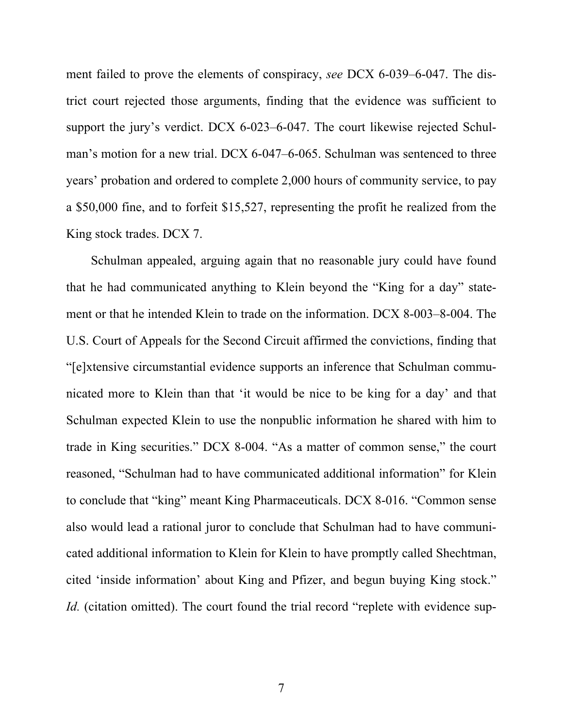ment failed to prove the elements of conspiracy, *see* DCX 6-039–6-047. The district court rejected those arguments, finding that the evidence was sufficient to support the jury's verdict. DCX 6-023–6-047. The court likewise rejected Schulman's motion for a new trial. DCX 6-047–6-065. Schulman was sentenced to three years' probation and ordered to complete 2,000 hours of community service, to pay a $50,000 fine, and to forfeit $15,527, representing the profit he realized from the King stock trades. DCX 7.

Schulman appealed, arguing again that no reasonable jury could have found that he had communicated anything to Klein beyond the "King for a day" statement or that he intended Klein to trade on the information. DCX 8-003–8-004. The U.S. Court of Appeals for the Second Circuit affirmed the convictions, finding that "[e]xtensive circumstantial evidence supports an inference that Schulman communicated more to Klein than that 'it would be nice to be king for a day' and that Schulman expected Klein to use the nonpublic information he shared with him to trade in King securities." DCX 8-004. "As a matter of common sense," the court reasoned, "Schulman had to have communicated additional information" for Klein to conclude that "king" meant King Pharmaceuticals. DCX 8-016. "Common sense also would lead a rational juror to conclude that Schulman had to have communicated additional information to Klein for Klein to have promptly called Shechtman, cited 'inside information' about King and Pfizer, and begun buying King stock." *Id.* (citation omitted). The court found the trial record "replete with evidence sup-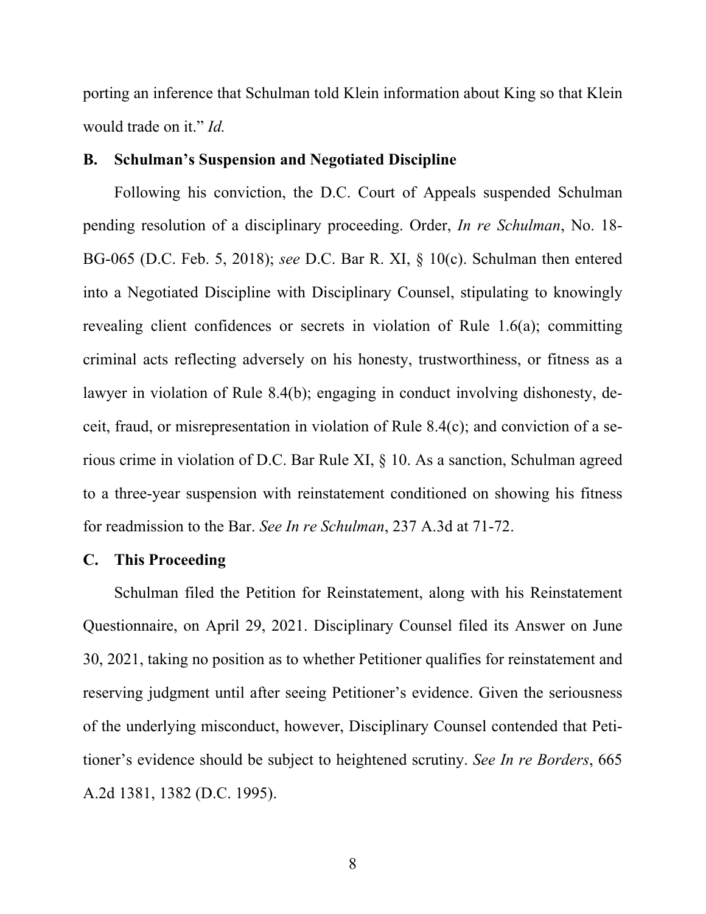porting an inference that Schulman told Klein information about King so that Klein would trade on it." *Id.*

### B. Schulman's Suspension and Negotiated Discipline

Following his conviction, the D.C. Court of Appeals suspended Schulman pending resolution of a disciplinary proceeding. Order, *In re Schulman*, No. 18-BG-065 (D.C. Feb. 5, 2018); *see* D.C. Bar R. XI, § 10(c). Schulman then entered into a Negotiated Discipline with Disciplinary Counsel, stipulating to knowingly revealing client confidences or secrets in violation of Rule 1.6(a); committing criminal acts reflecting adversely on his honesty, trustworthiness, or fitness as a lawyer in violation of Rule 8.4(b); engaging in conduct involving dishonesty, deceit, fraud, or misrepresentation in violation of Rule 8.4(c); and conviction of a serious crime in violation of D.C. Bar Rule XI, § 10. As a sanction, Schulman agreed to a three-year suspension with reinstatement conditioned on showing his fitness for readmission to the Bar. *See In re Schulman*, 237 A.3d at 71-72.

### C. This Proceeding

Schulman filed the Petition for Reinstatement, along with his Reinstatement Questionnaire, on April 29, 2021. Disciplinary Counsel filed its Answer on June 30, 2021, taking no position as to whether Petitioner qualifies for reinstatement and reserving judgment until after seeing Petitioner's evidence. Given the seriousness of the underlying misconduct, however, Disciplinary Counsel contended that Petitioner's evidence should be subject to heightened scrutiny. *See In re Borders*, 665 A.2d 1381, 1382 (D.C. 1995).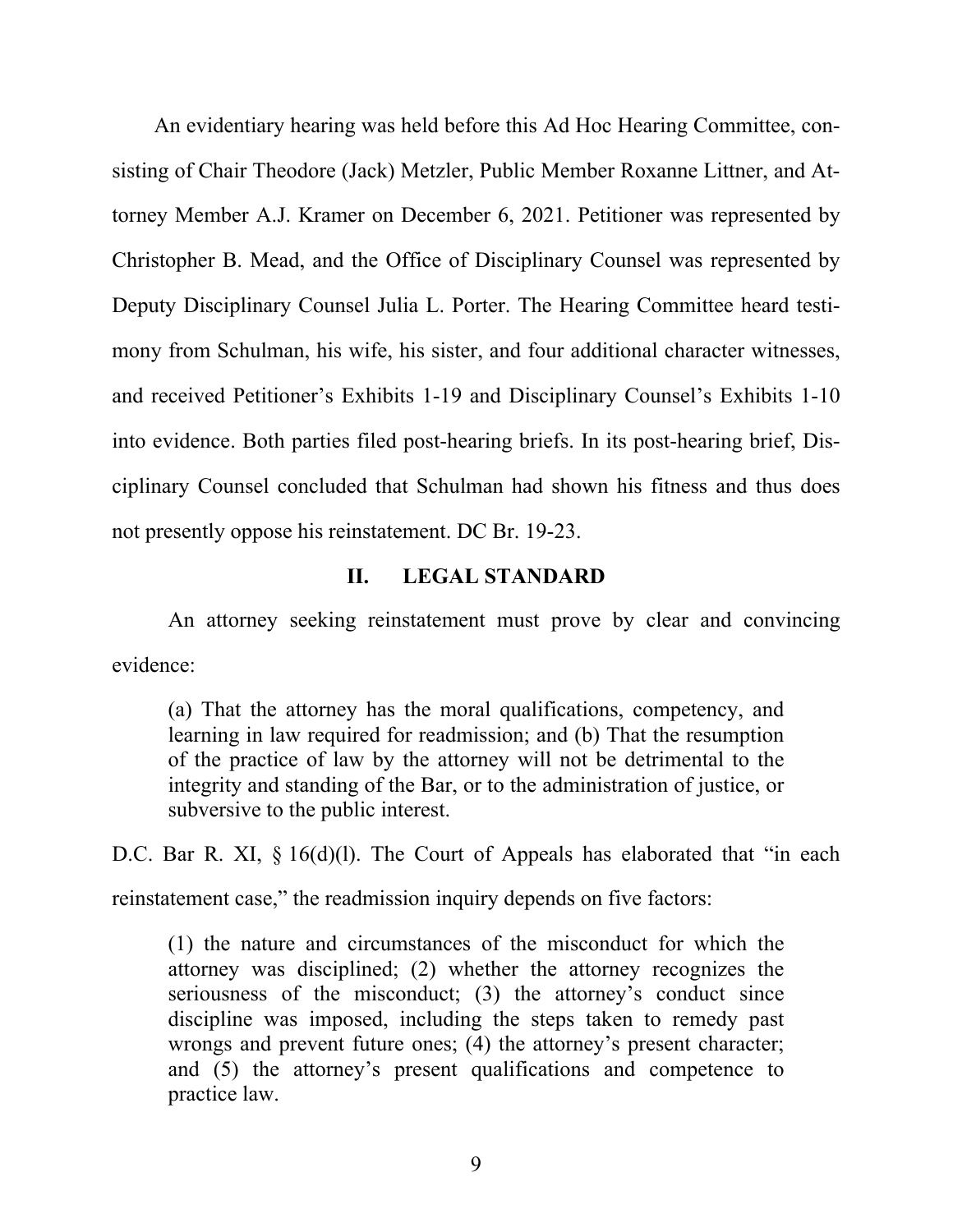An evidentiary hearing was held before this Ad Hoc Hearing Committee, consisting of Chair Theodore (Jack) Metzler, Public Member Roxanne Littner, and Attorney Member A.J. Kramer on December 6, 2021. Petitioner was represented by Christopher B. Mead, and the Office of Disciplinary Counsel was represented by Deputy Disciplinary Counsel Julia L. Porter. The Hearing Committee heard testimony from Schulman, his wife, his sister, and four additional character witnesses, and received Petitioner's Exhibits 1-19 and Disciplinary Counsel's Exhibits 1-10 into evidence. Both parties filed post-hearing briefs. In its post-hearing brief, Disciplinary Counsel concluded that Schulman had shown his fitness and thus does not presently oppose his reinstatement. DC Br. 19-23.

## II. LEGAL STANDARD

An attorney seeking reinstatement must prove by clear and convincing evidence:

> (a) That the attorney has the moral qualifications, competency, and learning in law required for readmission; and (b) That the resumption of the practice of law by the attorney will not be detrimental to the integrity and standing of the Bar, or to the administration of justice, or subversive to the public interest.

D.C. Bar R. XI, § 16(d)(l). The Court of Appeals has elaborated that "in each reinstatement case," the readmission inquiry depends on five factors:

> (1) the nature and circumstances of the misconduct for which the attorney was disciplined; (2) whether the attorney recognizes the seriousness of the misconduct; (3) the attorney's conduct since discipline was imposed, including the steps taken to remedy past wrongs and prevent future ones; (4) the attorney's present character; and (5) the attorney's present qualifications and competence to practice law.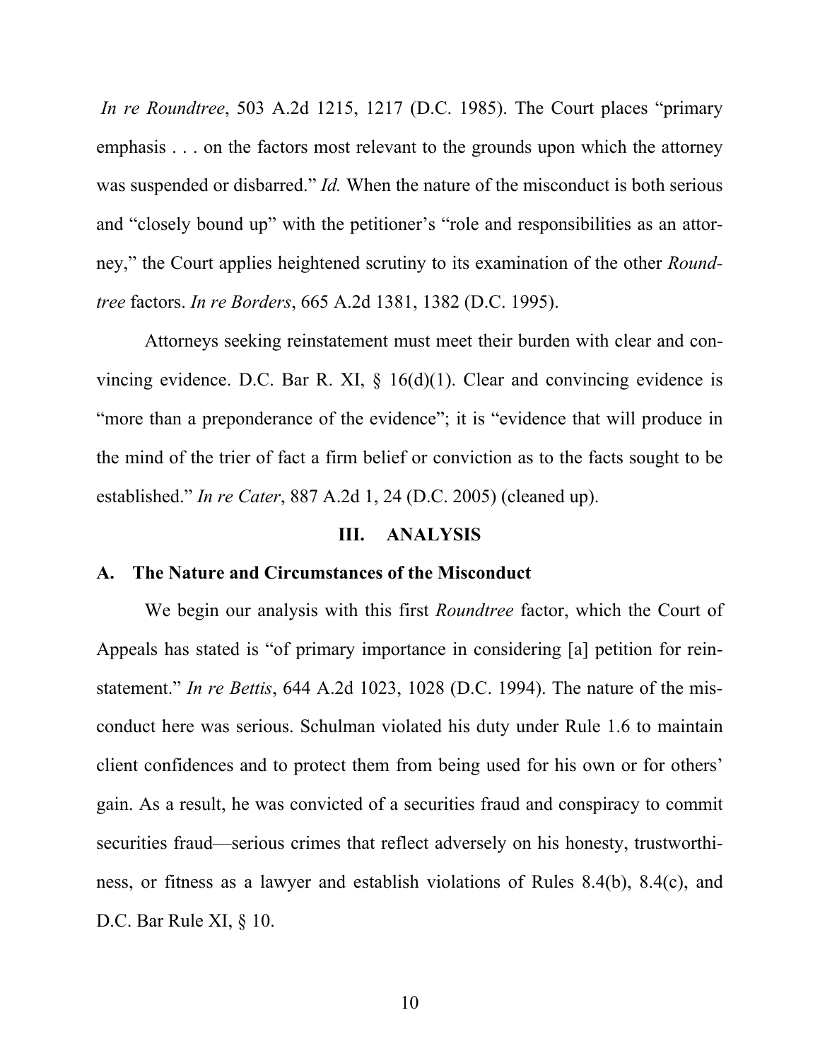*In re Roundtree*, 503 A.2d 1215, 1217 (D.C. 1985). The Court places "primary emphasis . . . on the factors most relevant to the grounds upon which the attorney was suspended or disbarred." *Id.* When the nature of the misconduct is both serious and "closely bound up" with the petitioner's "role and responsibilities as an attorney," the Court applies heightened scrutiny to its examination of the other *Roundtree* factors. *In re Borders*, 665 A.2d 1381, 1382 (D.C. 1995).

Attorneys seeking reinstatement must meet their burden with clear and convincing evidence. D.C. Bar R. XI, § 16(d)(1). Clear and convincing evidence is "more than a preponderance of the evidence"; it is "evidence that will produce in the mind of the trier of fact a firm belief or conviction as to the facts sought to be established." *In re Cater*, 887 A.2d 1, 24 (D.C. 2005) (cleaned up).

## III. ANALYSIS

### A. The Nature and Circumstances of the Misconduct

We begin our analysis with this first *Roundtree* factor, which the Court of Appeals has stated is "of primary importance in considering [a] petition for reinstatement." *In re Bettis*, 644 A.2d 1023, 1028 (D.C. 1994). The nature of the misconduct here was serious. Schulman violated his duty under Rule 1.6 to maintain client confidences and to protect them from being used for his own or for others' gain. As a result, he was convicted of a securities fraud and conspiracy to commit securities fraud—serious crimes that reflect adversely on his honesty, trustworthiness, or fitness as a lawyer and establish violations of Rules 8.4(b), 8.4(c), and D.C. Bar Rule XI, § 10.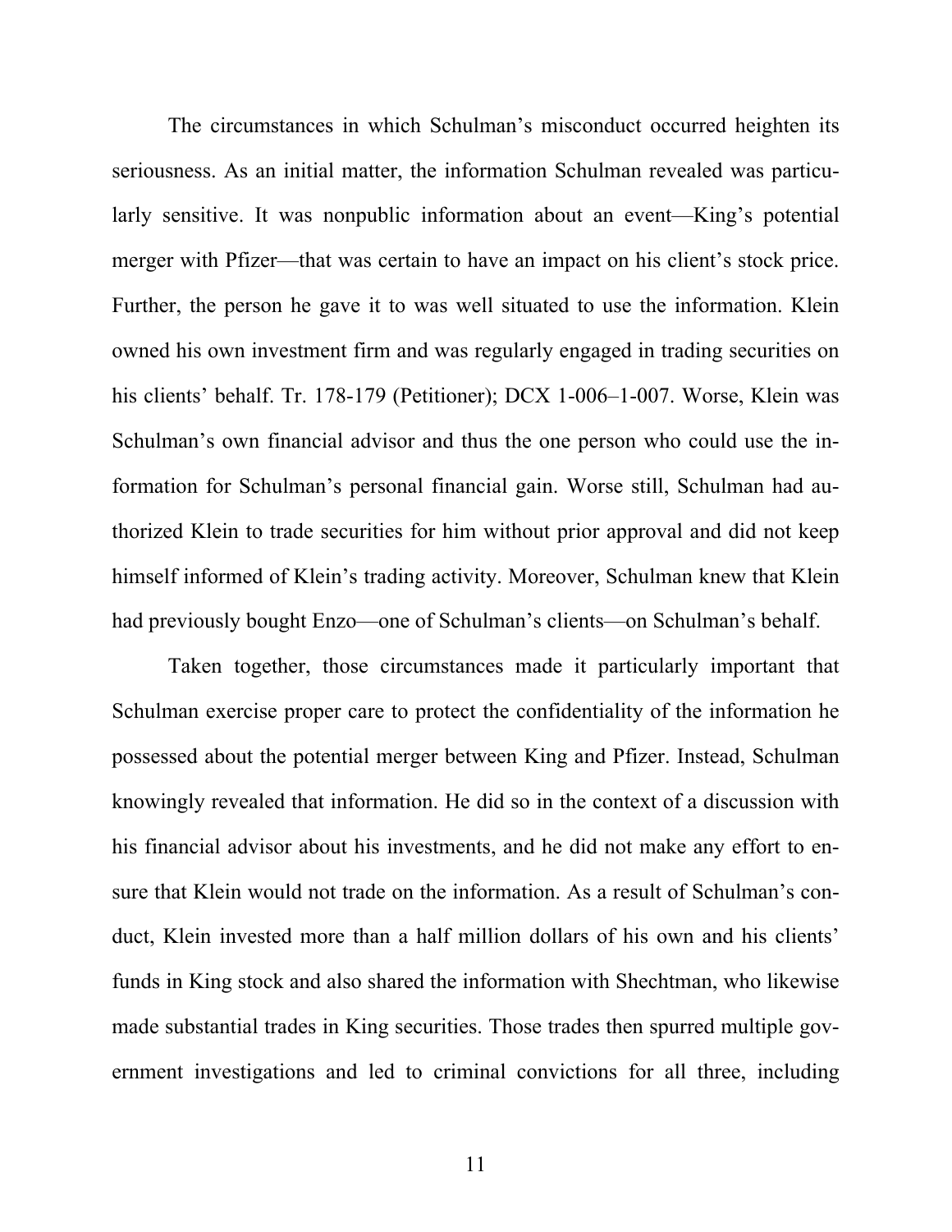The circumstances in which Schulman's misconduct occurred heighten its seriousness. As an initial matter, the information Schulman revealed was particularly sensitive. It was nonpublic information about an event—King's potential merger with Pfizer—that was certain to have an impact on his client's stock price. Further, the person he gave it to was well situated to use the information. Klein owned his own investment firm and was regularly engaged in trading securities on his clients' behalf. Tr. 178-179 (Petitioner); DCX 1-006–1-007. Worse, Klein was Schulman's own financial advisor and thus the one person who could use the information for Schulman's personal financial gain. Worse still, Schulman had authorized Klein to trade securities for him without prior approval and did not keep himself informed of Klein's trading activity. Moreover, Schulman knew that Klein had previously bought Enzo—one of Schulman's clients—on Schulman's behalf.

Taken together, those circumstances made it particularly important that Schulman exercise proper care to protect the confidentiality of the information he possessed about the potential merger between King and Pfizer. Instead, Schulman knowingly revealed that information. He did so in the context of a discussion with his financial advisor about his investments, and he did not make any effort to ensure that Klein would not trade on the information. As a result of Schulman's conduct, Klein invested more than a half million dollars of his own and his clients' funds in King stock and also shared the information with Shechtman, who likewise made substantial trades in King securities. Those trades then spurred multiple government investigations and led to criminal convictions for all three, including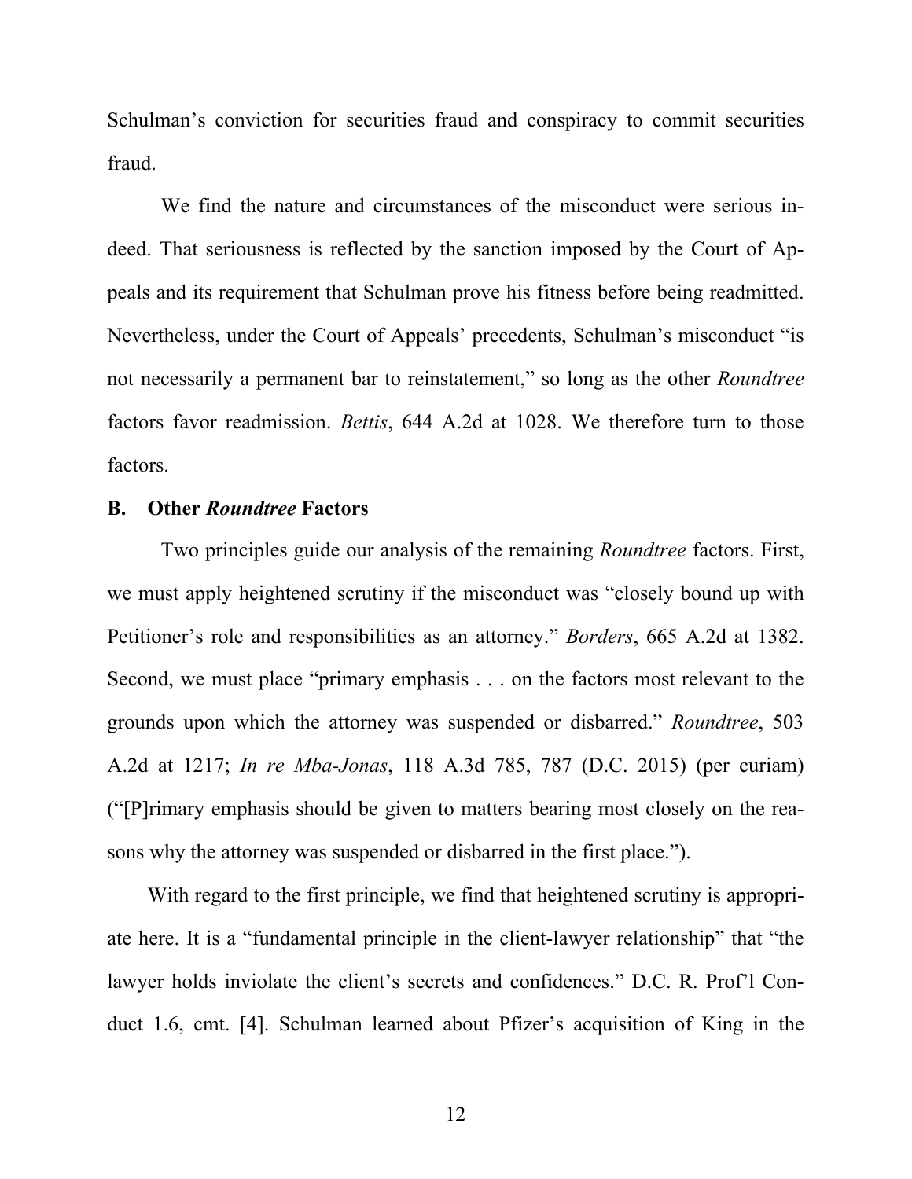Schulman's conviction for securities fraud and conspiracy to commit securities fraud.

We find the nature and circumstances of the misconduct were serious indeed. That seriousness is reflected by the sanction imposed by the Court of Appeals and its requirement that Schulman prove his fitness before being readmitted. Nevertheless, under the Court of Appeals' precedents, Schulman's misconduct "is not necessarily a permanent bar to reinstatement," so long as the other *Roundtree* factors favor readmission. *Bettis*, 644 A.2d at 1028. We therefore turn to those factors.

### B. Other *Roundtree* Factors

Two principles guide our analysis of the remaining *Roundtree* factors. First, we must apply heightened scrutiny if the misconduct was "closely bound up with Petitioner's role and responsibilities as an attorney." *Borders*, 665 A.2d at 1382. Second, we must place "primary emphasis . . . on the factors most relevant to the grounds upon which the attorney was suspended or disbarred." *Roundtree*, 503 A.2d at 1217; *In re Mba-Jonas*, 118 A.3d 785, 787 (D.C. 2015) (per curiam) ("[P]rimary emphasis should be given to matters bearing most closely on the reasons why the attorney was suspended or disbarred in the first place.").

With regard to the first principle, we find that heightened scrutiny is appropriate here. It is a "fundamental principle in the client-lawyer relationship" that "the lawyer holds inviolate the client's secrets and confidences." D.C. R. Prof'l Conduct 1.6, cmt. [4]. Schulman learned about Pfizer's acquisition of King in the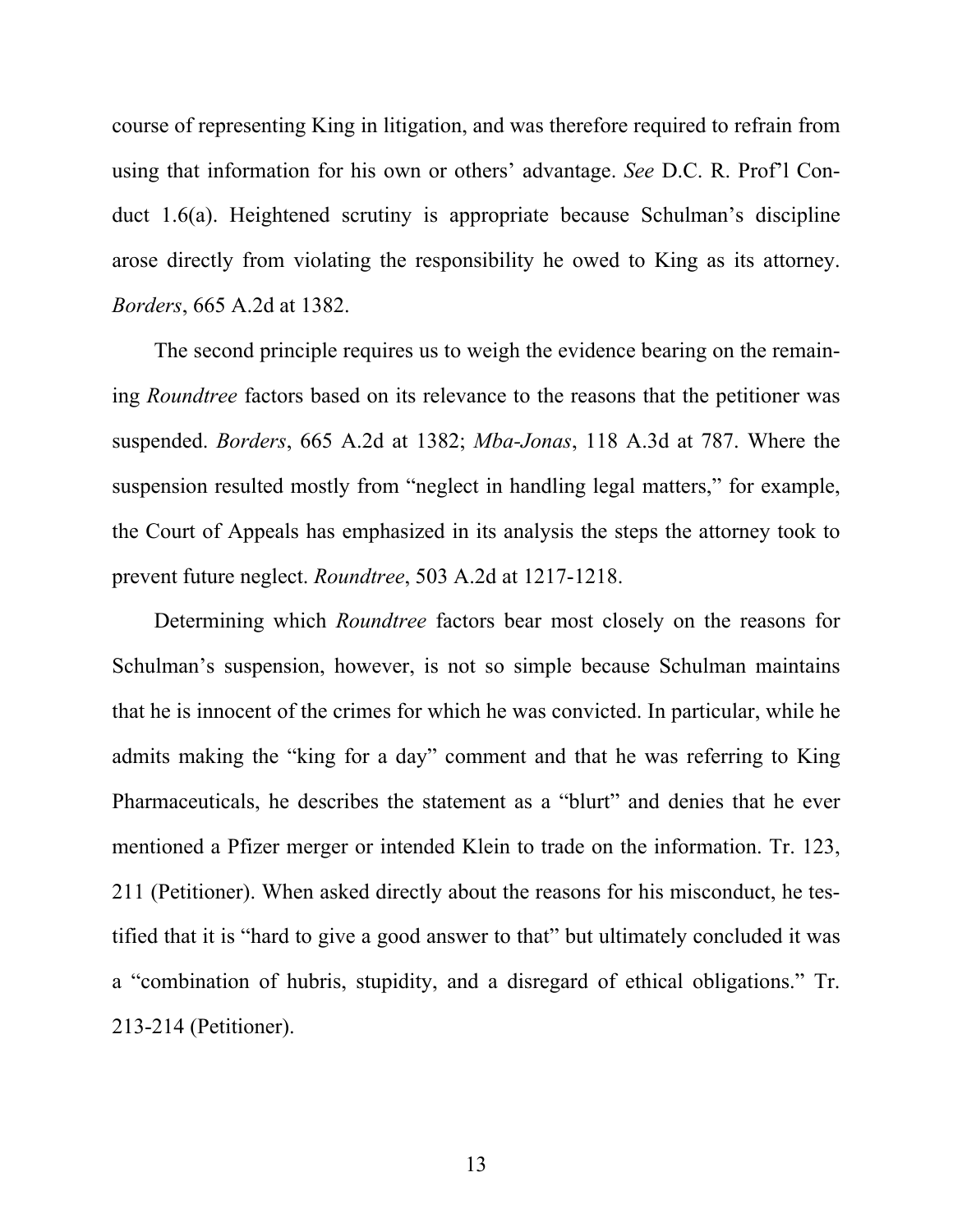course of representing King in litigation, and was therefore required to refrain from using that information for his own or others' advantage. *See* D.C. R. Prof'l Conduct 1.6(a). Heightened scrutiny is appropriate because Schulman's discipline arose directly from violating the responsibility he owed to King as its attorney. *Borders*, 665 A.2d at 1382.

The second principle requires us to weigh the evidence bearing on the remaining *Roundtree* factors based on its relevance to the reasons that the petitioner was suspended. *Borders*, 665 A.2d at 1382; *Mba-Jonas*, 118 A.3d at 787. Where the suspension resulted mostly from "neglect in handling legal matters," for example, the Court of Appeals has emphasized in its analysis the steps the attorney took to prevent future neglect. *Roundtree*, 503 A.2d at 1217-1218.

Determining which *Roundtree* factors bear most closely on the reasons for Schulman's suspension, however, is not so simple because Schulman maintains that he is innocent of the crimes for which he was convicted. In particular, while he admits making the "king for a day" comment and that he was referring to King Pharmaceuticals, he describes the statement as a "blurt" and denies that he ever mentioned a Pfizer merger or intended Klein to trade on the information. Tr. 123, 211 (Petitioner). When asked directly about the reasons for his misconduct, he testified that it is "hard to give a good answer to that" but ultimately concluded it was a "combination of hubris, stupidity, and a disregard of ethical obligations." Tr. 213-214 (Petitioner).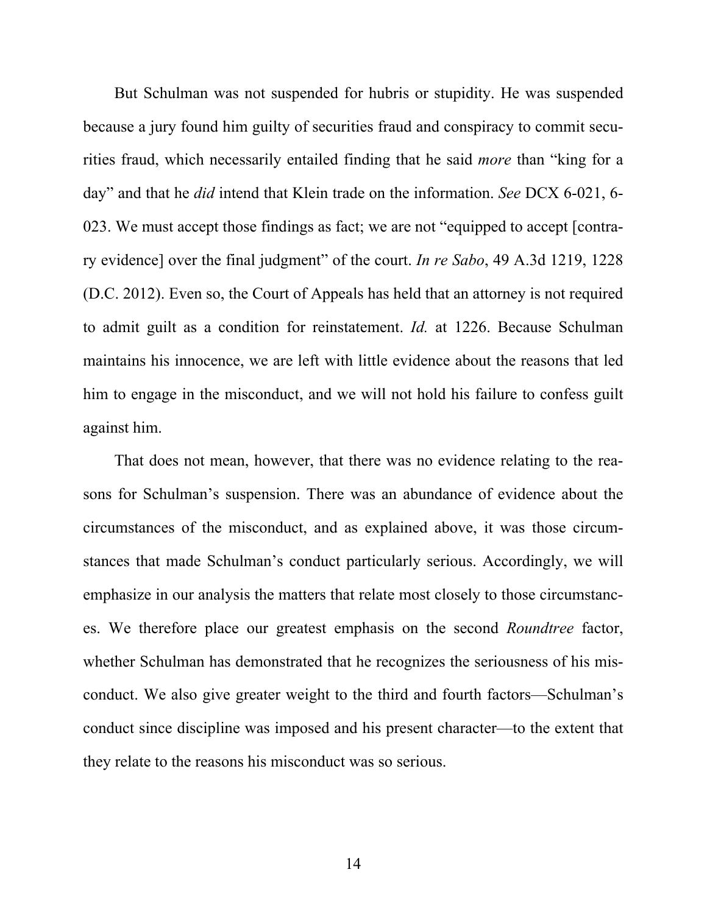But Schulman was not suspended for hubris or stupidity. He was suspended because a jury found him guilty of securities fraud and conspiracy to commit securities fraud, which necessarily entailed finding that he said *more* than "king for a day" and that he *did* intend that Klein trade on the information. *See* DCX 6-021, 6-023. We must accept those findings as fact; we are not "equipped to accept [contrary evidence] over the final judgment" of the court. *In re Sabo*, 49 A.3d 1219, 1228 (D.C. 2012). Even so, the Court of Appeals has held that an attorney is not required to admit guilt as a condition for reinstatement. *Id.* at 1226. Because Schulman maintains his innocence, we are left with little evidence about the reasons that led him to engage in the misconduct, and we will not hold his failure to confess guilt against him.

That does not mean, however, that there was no evidence relating to the reasons for Schulman's suspension. There was an abundance of evidence about the circumstances of the misconduct, and as explained above, it was those circumstances that made Schulman's conduct particularly serious. Accordingly, we will emphasize in our analysis the matters that relate most closely to those circumstances. We therefore place our greatest emphasis on the second *Roundtree* factor, whether Schulman has demonstrated that he recognizes the seriousness of his misconduct. We also give greater weight to the third and fourth factors—Schulman's conduct since discipline was imposed and his present character—to the extent that they relate to the reasons his misconduct was so serious.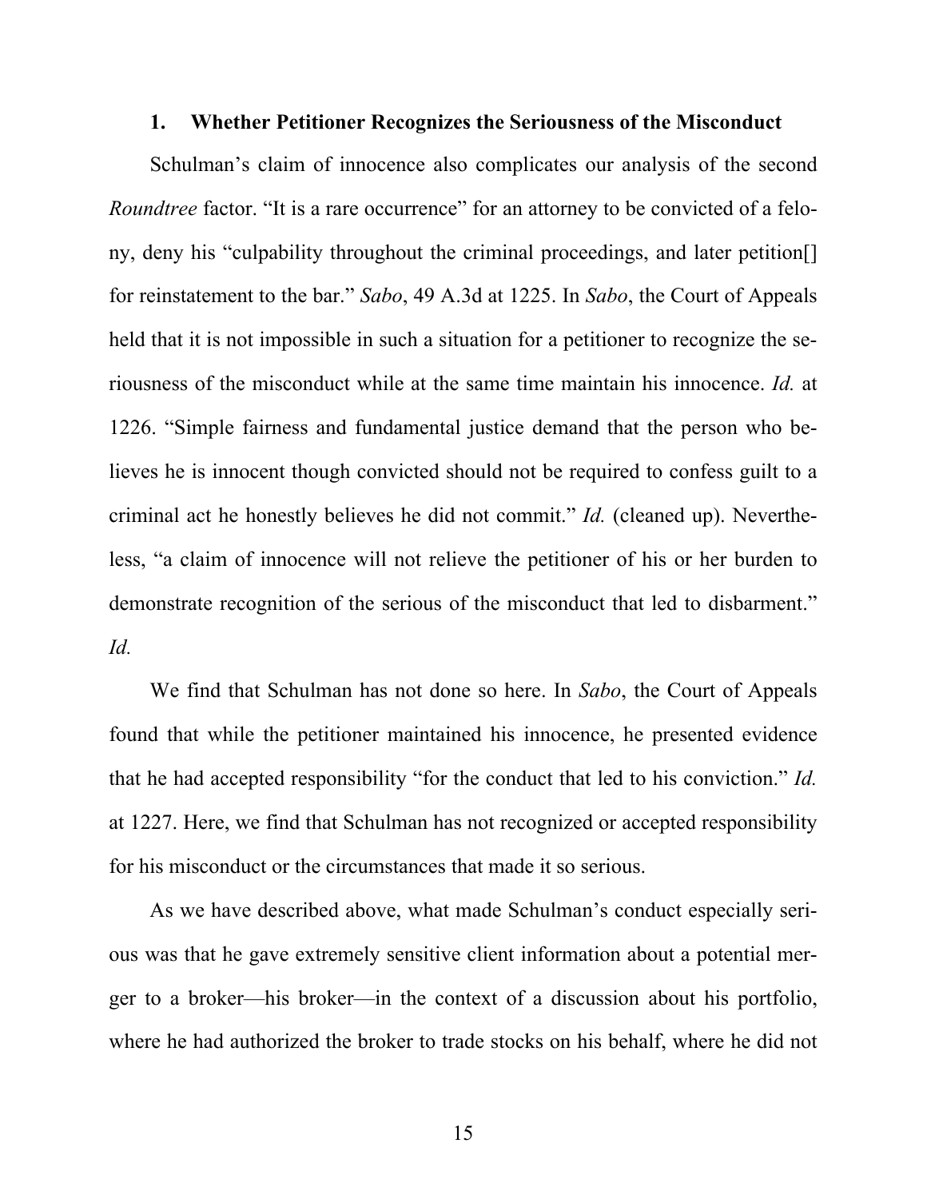### 1. Whether Petitioner Recognizes the Seriousness of the Misconduct

Schulman's claim of innocence also complicates our analysis of the second *Roundtree* factor. "It is a rare occurrence" for an attorney to be convicted of a felony, deny his "culpability throughout the criminal proceedings, and later petition[] for reinstatement to the bar." *Sabo*, 49 A.3d at 1225. In *Sabo*, the Court of Appeals held that it is not impossible in such a situation for a petitioner to recognize the seriousness of the misconduct while at the same time maintain his innocence. *Id.* at 1226. "Simple fairness and fundamental justice demand that the person who believes he is innocent though convicted should not be required to confess guilt to a criminal act he honestly believes he did not commit." *Id.* (cleaned up). Nevertheless, "a claim of innocence will not relieve the petitioner of his or her burden to demonstrate recognition of the serious of the misconduct that led to disbarment." *Id.*

We find that Schulman has not done so here. In *Sabo*, the Court of Appeals found that while the petitioner maintained his innocence, he presented evidence that he had accepted responsibility "for the conduct that led to his conviction." *Id.* at 1227. Here, we find that Schulman has not recognized or accepted responsibility for his misconduct or the circumstances that made it so serious.

As we have described above, what made Schulman's conduct especially serious was that he gave extremely sensitive client information about a potential merger to a broker—his broker—in the context of a discussion about his portfolio, where he had authorized the broker to trade stocks on his behalf, where he did not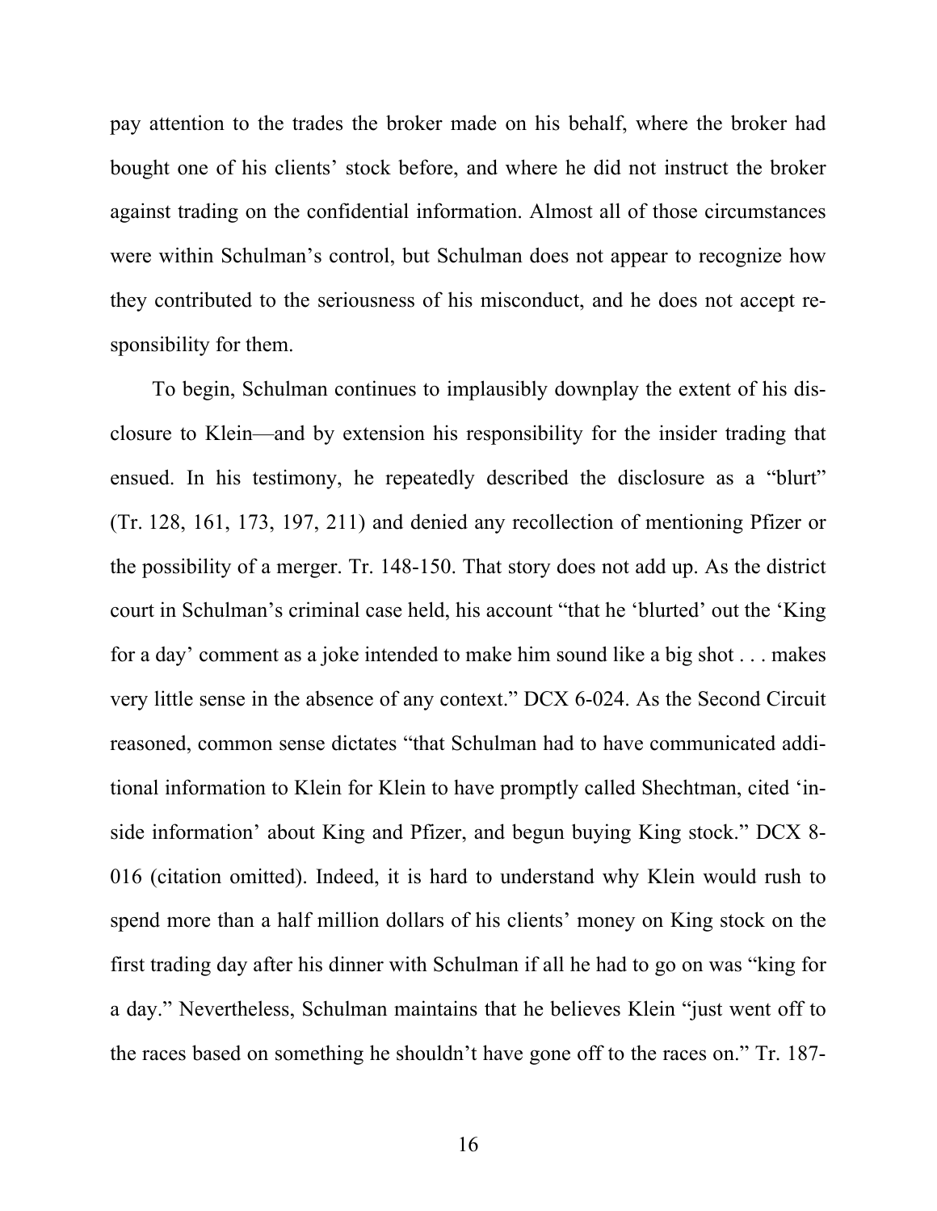pay attention to the trades the broker made on his behalf, where the broker had bought one of his clients' stock before, and where he did not instruct the broker against trading on the confidential information. Almost all of those circumstances were within Schulman's control, but Schulman does not appear to recognize how they contributed to the seriousness of his misconduct, and he does not accept responsibility for them.

To begin, Schulman continues to implausibly downplay the extent of his disclosure to Klein—and by extension his responsibility for the insider trading that ensued. In his testimony, he repeatedly described the disclosure as a "blurt" (Tr. 128, 161, 173, 197, 211) and denied any recollection of mentioning Pfizer or the possibility of a merger. Tr. 148-150. That story does not add up. As the district court in Schulman's criminal case held, his account "that he 'blurted' out the 'King for a day' comment as a joke intended to make him sound like a big shot . . . makes very little sense in the absence of any context." DCX 6-024. As the Second Circuit reasoned, common sense dictates "that Schulman had to have communicated additional information to Klein for Klein to have promptly called Shechtman, cited 'inside information' about King and Pfizer, and begun buying King stock." DCX 8-016 (citation omitted). Indeed, it is hard to understand why Klein would rush to spend more than a half million dollars of his clients' money on King stock on the first trading day after his dinner with Schulman if all he had to go on was "king for a day." Nevertheless, Schulman maintains that he believes Klein "just went off to the races based on something he shouldn't have gone off to the races on." Tr. 187-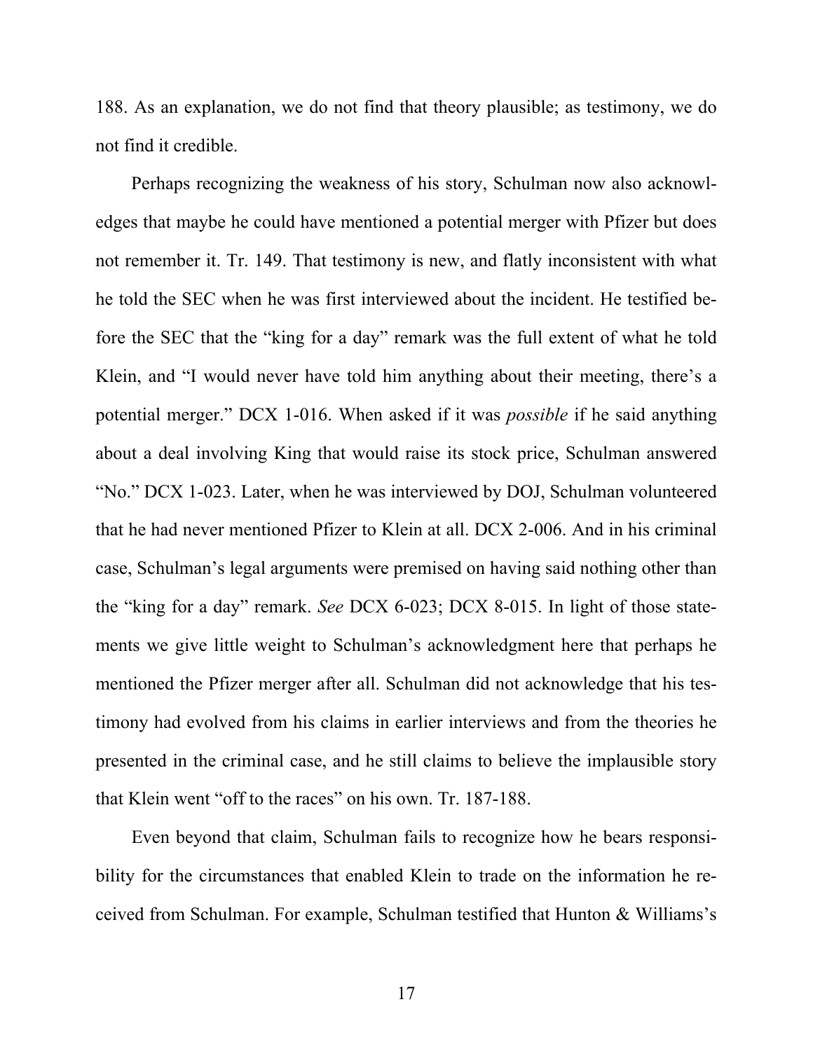188. As an explanation, we do not find that theory plausible; as testimony, we do not find it credible.

Perhaps recognizing the weakness of his story, Schulman now also acknowledges that maybe he could have mentioned a potential merger with Pfizer but does not remember it. Tr. 149. That testimony is new, and flatly inconsistent with what he told the SEC when he was first interviewed about the incident. He testified before the SEC that the "king for a day" remark was the full extent of what he told Klein, and "I would never have told him anything about their meeting, there's a potential merger." DCX 1-016. When asked if it was *possible* if he said anything about a deal involving King that would raise its stock price, Schulman answered "No." DCX 1-023. Later, when he was interviewed by DOJ, Schulman volunteered that he had never mentioned Pfizer to Klein at all. DCX 2-006. And in his criminal case, Schulman's legal arguments were premised on having said nothing other than the "king for a day" remark. *See* DCX 6-023; DCX 8-015. In light of those statements we give little weight to Schulman's acknowledgment here that perhaps he mentioned the Pfizer merger after all. Schulman did not acknowledge that his testimony had evolved from his claims in earlier interviews and from the theories he presented in the criminal case, and he still claims to believe the implausible story that Klein went "off to the races" on his own. Tr. 187-188.

Even beyond that claim, Schulman fails to recognize how he bears responsibility for the circumstances that enabled Klein to trade on the information he received from Schulman. For example, Schulman testified that Hunton & Williams's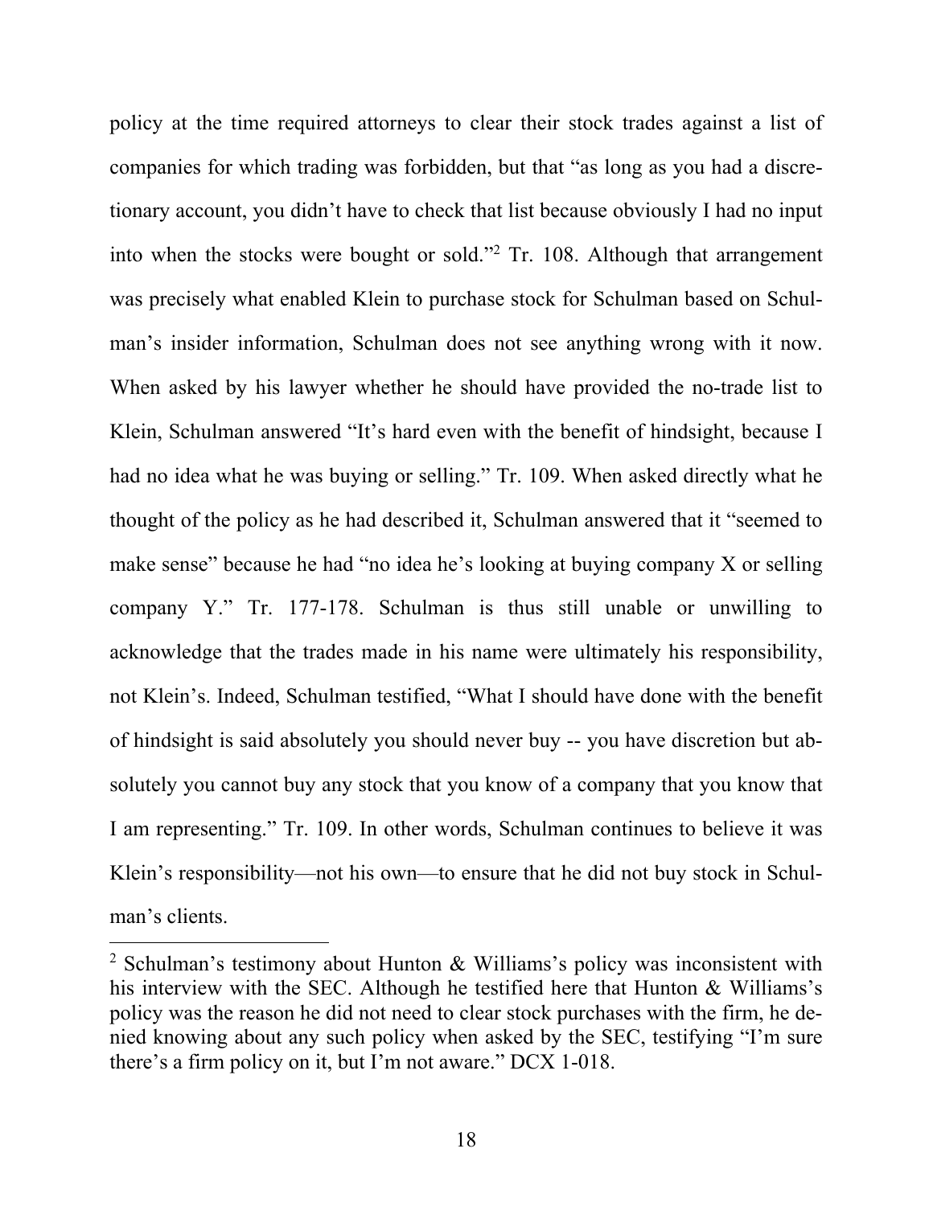policy at the time required attorneys to clear their stock trades against a list of companies for which trading was forbidden, but that "as long as you had a discretionary account, you didn't have to check that list because obviously I had no input into when the stocks were bought or sold."[2] Tr. 108. Although that arrangement was precisely what enabled Klein to purchase stock for Schulman based on Schulman's insider information, Schulman does not see anything wrong with it now. When asked by his lawyer whether he should have provided the no-trade list to Klein, Schulman answered "It's hard even with the benefit of hindsight, because I had no idea what he was buying or selling." Tr. 109. When asked directly what he thought of the policy as he had described it, Schulman answered that it "seemed to make sense" because he had "no idea he's looking at buying company X or selling company Y." Tr. 177-178. Schulman is thus still unable or unwilling to acknowledge that the trades made in his name were ultimately his responsibility, not Klein's. Indeed, Schulman testified, "What I should have done with the benefit of hindsight is said absolutely you should never buy -- you have discretion but absolutely you cannot buy any stock that you know of a company that you know that I am representing." Tr. 109. In other words, Schulman continues to believe it was Klein's responsibility—not his own—to ensure that he did not buy stock in Schulman's clients.

---

[2] Schulman's testimony about Hunton & Williams's policy was inconsistent with his interview with the SEC. Although he testified here that Hunton & Williams's policy was the reason he did not need to clear stock purchases with the firm, he denied knowing about any such policy when asked by the SEC, testifying "I'm sure there's a firm policy on it, but I'm not aware." DCX 1-018.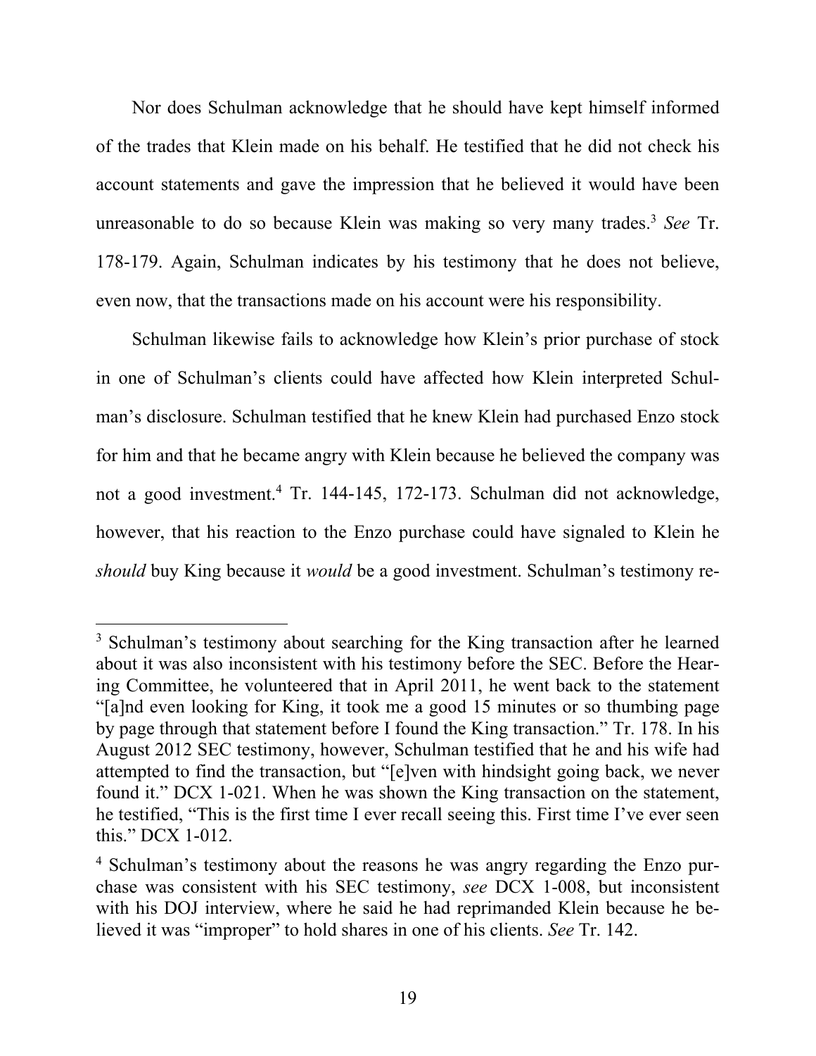Nor does Schulman acknowledge that he should have kept himself informed of the trades that Klein made on his behalf. He testified that he did not check his account statements and gave the impression that he believed it would have been unreasonable to do so because Klein was making so very many trades.[3] *See* Tr. 178-179. Again, Schulman indicates by his testimony that he does not believe, even now, that the transactions made on his account were his responsibility.

Schulman likewise fails to acknowledge how Klein's prior purchase of stock in one of Schulman's clients could have affected how Klein interpreted Schulman's disclosure. Schulman testified that he knew Klein had purchased Enzo stock for him and that he became angry with Klein because he believed the company was not a good investment.[4] Tr. 144-145, 172-173. Schulman did not acknowledge, however, that his reaction to the Enzo purchase could have signaled to Klein he *should* buy King because it *would* be a good investment. Schulman's testimony re-

---

[3] Schulman's testimony about searching for the King transaction after he learned about it was also inconsistent with his testimony before the SEC. Before the Hearing Committee, he volunteered that in April 2011, he went back to the statement "[a]nd even looking for King, it took me a good 15 minutes or so thumbing page by page through that statement before I found the King transaction." Tr. 178. In his August 2012 SEC testimony, however, Schulman testified that he and his wife had attempted to find the transaction, but "[e]ven with hindsight going back, we never found it." DCX 1-021. When he was shown the King transaction on the statement, he testified, "This is the first time I ever recall seeing this. First time I've ever seen this." DCX 1-012.

[4] Schulman's testimony about the reasons he was angry regarding the Enzo purchase was consistent with his SEC testimony, *see* DCX 1-008, but inconsistent with his DOJ interview, where he said he had reprimanded Klein because he believed it was "improper" to hold shares in one of his clients. *See* Tr. 142.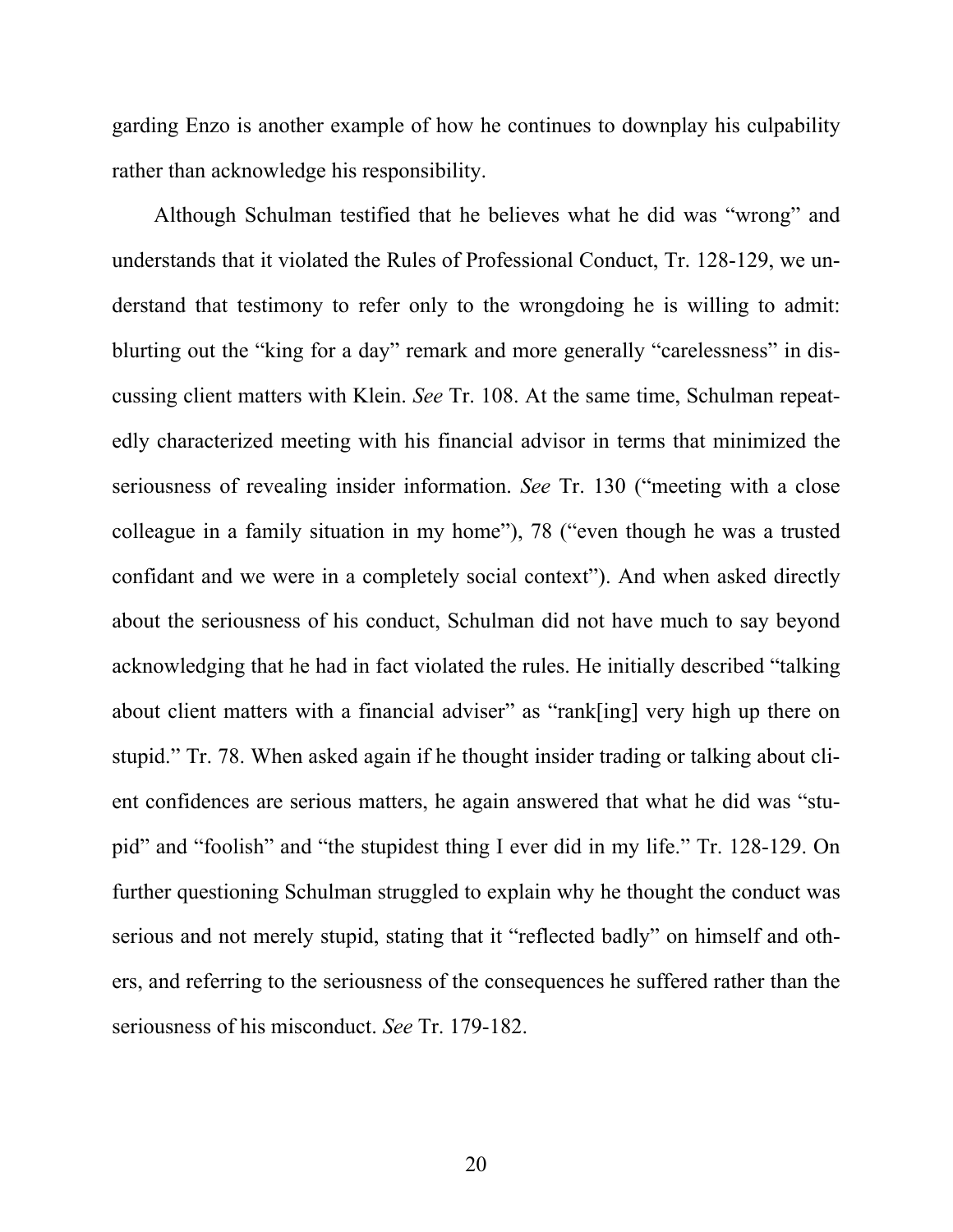garding Enzo is another example of how he continues to downplay his culpability rather than acknowledge his responsibility.

Although Schulman testified that he believes what he did was "wrong" and understands that it violated the Rules of Professional Conduct, Tr. 128-129, we understand that testimony to refer only to the wrongdoing he is willing to admit: blurting out the "king for a day" remark and more generally "carelessness" in discussing client matters with Klein. *See* Tr. 108. At the same time, Schulman repeatedly characterized meeting with his financial advisor in terms that minimized the seriousness of revealing insider information. *See* Tr. 130 ("meeting with a close colleague in a family situation in my home"), 78 ("even though he was a trusted confidant and we were in a completely social context"). And when asked directly about the seriousness of his conduct, Schulman did not have much to say beyond acknowledging that he had in fact violated the rules. He initially described "talking about client matters with a financial adviser" as "rank[ing] very high up there on stupid." Tr. 78. When asked again if he thought insider trading or talking about client confidences are serious matters, he again answered that what he did was "stupid" and "foolish" and "the stupidest thing I ever did in my life." Tr. 128-129. On further questioning Schulman struggled to explain why he thought the conduct was serious and not merely stupid, stating that it "reflected badly" on himself and others, and referring to the seriousness of the consequences he suffered rather than the seriousness of his misconduct. *See* Tr. 179-182.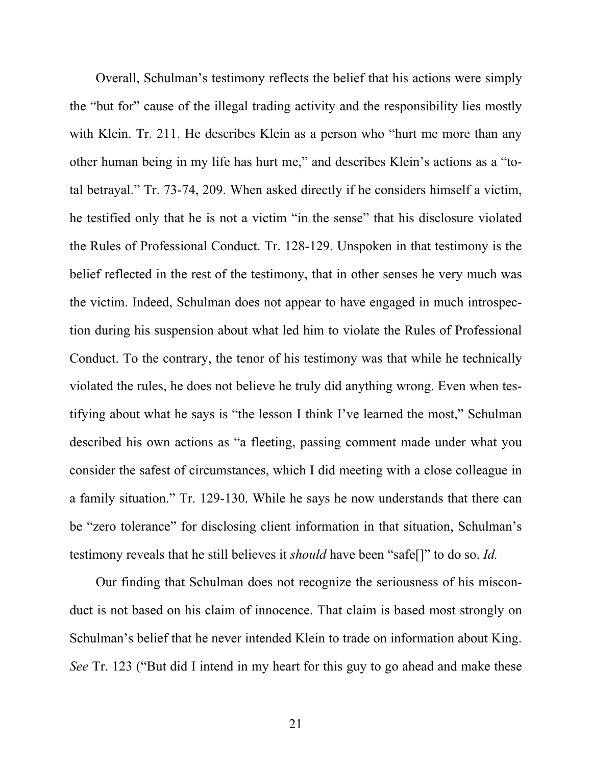Overall, Schulman's testimony reflects the belief that his actions were simply the "but for" cause of the illegal trading activity and the responsibility lies mostly with Klein. Tr. 211. He describes Klein as a person who "hurt me more than any other human being in my life has hurt me," and describes Klein's actions as a "total betrayal." Tr. 73-74, 209. When asked directly if he considers himself a victim, he testified only that he is not a victim "in the sense" that his disclosure violated the Rules of Professional Conduct. Tr. 128-129. Unspoken in that testimony is the belief reflected in the rest of the testimony, that in other senses he very much was the victim. Indeed, Schulman does not appear to have engaged in much introspection during his suspension about what led him to violate the Rules of Professional Conduct. To the contrary, the tenor of his testimony was that while he technically violated the rules, he does not believe he truly did anything wrong. Even when testifying about what he says is "the lesson I think I've learned the most," Schulman described his own actions as "a fleeting, passing comment made under what you consider the safest of circumstances, which I did meeting with a close colleague in a family situation." Tr. 129-130. While he says he now understands that there can be "zero tolerance" for disclosing client information in that situation, Schulman's testimony reveals that he still believes it *should* have been "safe[]" to do so. *Id.*

Our finding that Schulman does not recognize the seriousness of his misconduct is not based on his claim of innocence. That claim is based most strongly on Schulman's belief that he never intended Klein to trade on information about King. *See* Tr. 123 ("But did I intend in my heart for this guy to go ahead and make these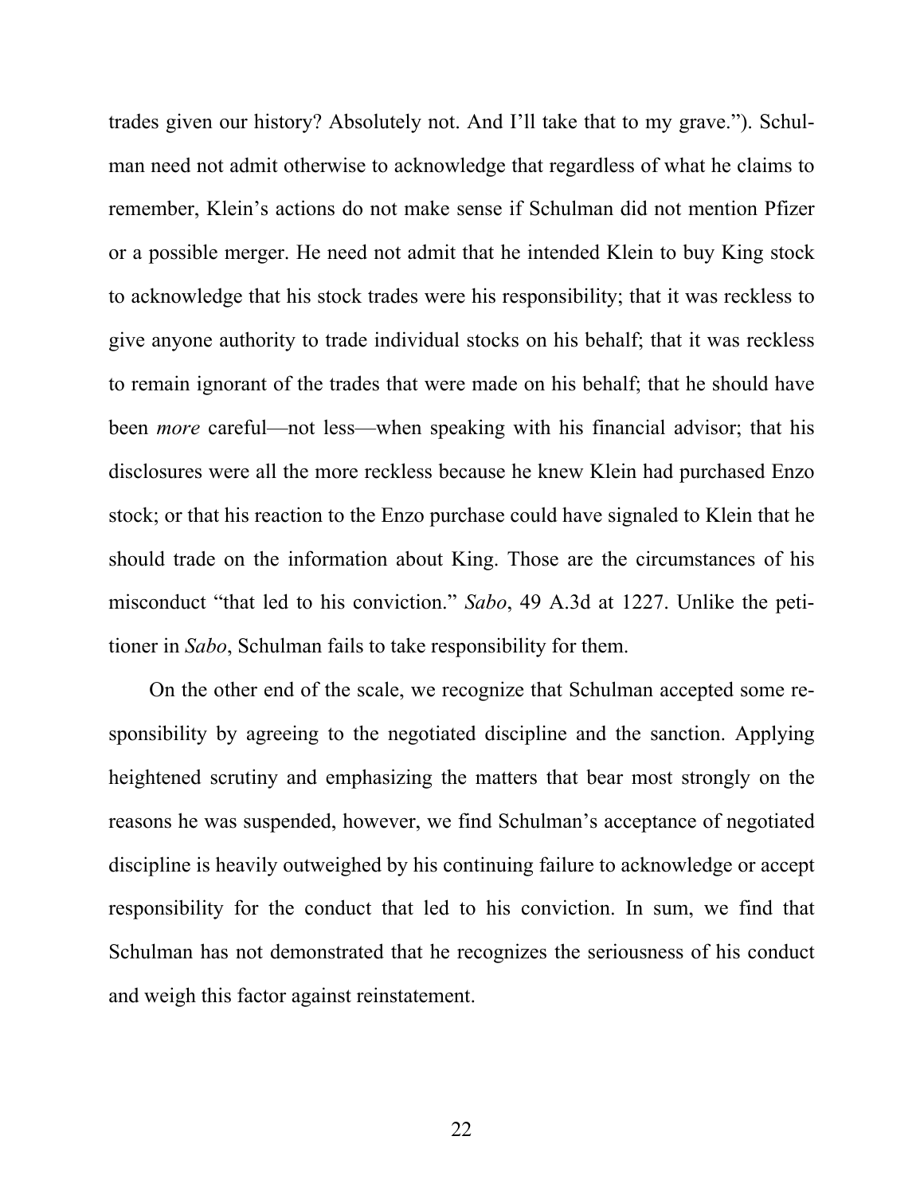trades given our history? Absolutely not. And I'll take that to my grave."). Schulman need not admit otherwise to acknowledge that regardless of what he claims to remember, Klein's actions do not make sense if Schulman did not mention Pfizer or a possible merger. He need not admit that he intended Klein to buy King stock to acknowledge that his stock trades were his responsibility; that it was reckless to give anyone authority to trade individual stocks on his behalf; that it was reckless to remain ignorant of the trades that were made on his behalf; that he should have been *more* careful—not less—when speaking with his financial advisor; that his disclosures were all the more reckless because he knew Klein had purchased Enzo stock; or that his reaction to the Enzo purchase could have signaled to Klein that he should trade on the information about King. Those are the circumstances of his misconduct "that led to his conviction." *Sabo*, 49 A.3d at 1227. Unlike the petitioner in *Sabo*, Schulman fails to take responsibility for them.

On the other end of the scale, we recognize that Schulman accepted some responsibility by agreeing to the negotiated discipline and the sanction. Applying heightened scrutiny and emphasizing the matters that bear most strongly on the reasons he was suspended, however, we find Schulman's acceptance of negotiated discipline is heavily outweighed by his continuing failure to acknowledge or accept responsibility for the conduct that led to his conviction. In sum, we find that Schulman has not demonstrated that he recognizes the seriousness of his conduct and weigh this factor against reinstatement.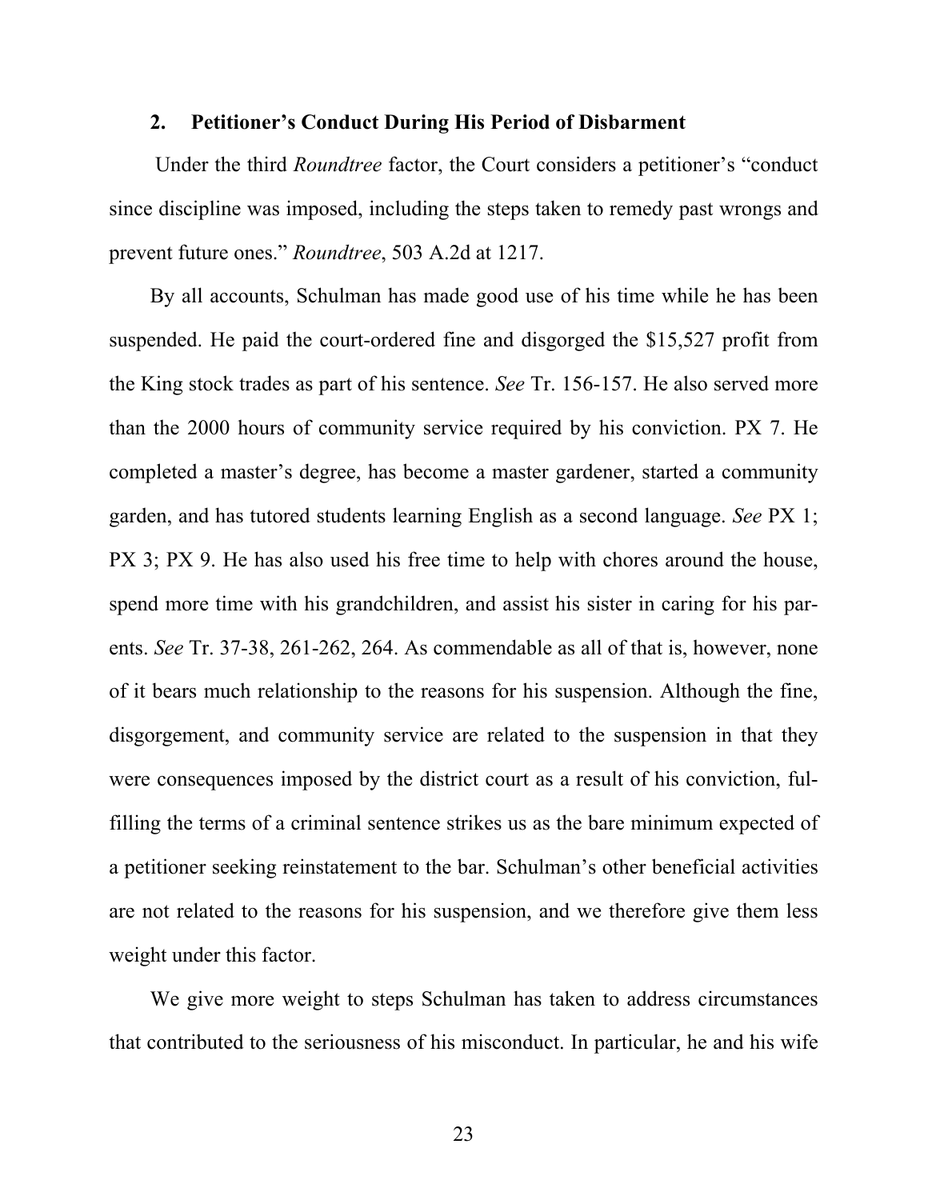### 2. Petitioner's Conduct During His Period of Disbarment

Under the third *Roundtree* factor, the Court considers a petitioner's "conduct since discipline was imposed, including the steps taken to remedy past wrongs and prevent future ones." *Roundtree*, 503 A.2d at 1217.

By all accounts, Schulman has made good use of his time while he has been suspended. He paid the court-ordered fine and disgorged the $15,527 profit from the King stock trades as part of his sentence. *See* Tr. 156-157. He also served more than the 2000 hours of community service required by his conviction. PX 7. He completed a master's degree, has become a master gardener, started a community garden, and has tutored students learning English as a second language. *See* PX 1; PX 3; PX 9. He has also used his free time to help with chores around the house, spend more time with his grandchildren, and assist his sister in caring for his parents. *See* Tr. 37-38, 261-262, 264. As commendable as all of that is, however, none of it bears much relationship to the reasons for his suspension. Although the fine, disgorgement, and community service are related to the suspension in that they were consequences imposed by the district court as a result of his conviction, fulfilling the terms of a criminal sentence strikes us as the bare minimum expected of a petitioner seeking reinstatement to the bar. Schulman's other beneficial activities are not related to the reasons for his suspension, and we therefore give them less weight under this factor.

We give more weight to steps Schulman has taken to address circumstances that contributed to the seriousness of his misconduct. In particular, he and his wife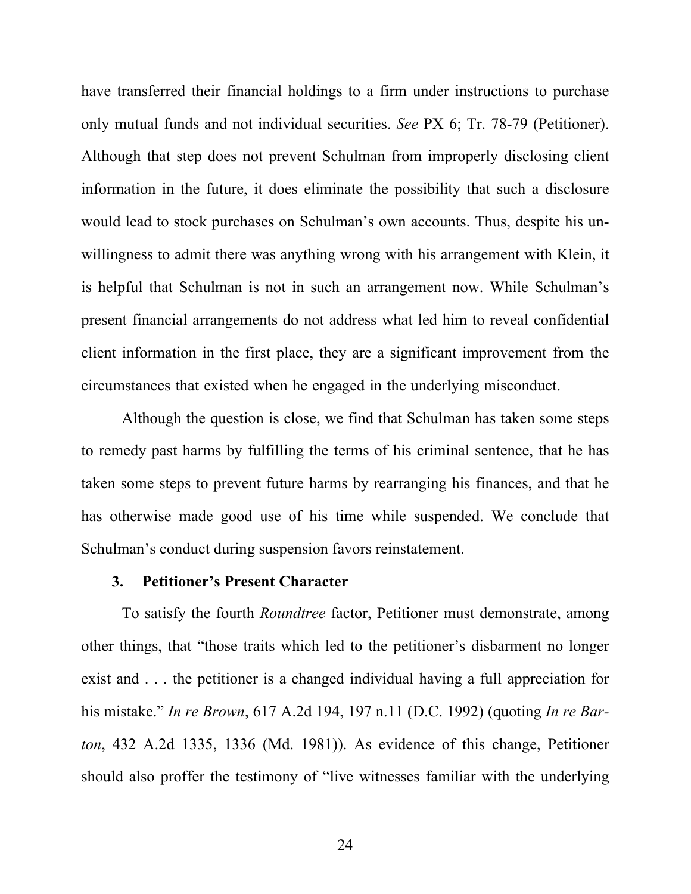have transferred their financial holdings to a firm under instructions to purchase only mutual funds and not individual securities. *See* PX 6; Tr. 78-79 (Petitioner). Although that step does not prevent Schulman from improperly disclosing client information in the future, it does eliminate the possibility that such a disclosure would lead to stock purchases on Schulman's own accounts. Thus, despite his unwillingness to admit there was anything wrong with his arrangement with Klein, it is helpful that Schulman is not in such an arrangement now. While Schulman's present financial arrangements do not address what led him to reveal confidential client information in the first place, they are a significant improvement from the circumstances that existed when he engaged in the underlying misconduct.

Although the question is close, we find that Schulman has taken some steps to remedy past harms by fulfilling the terms of his criminal sentence, that he has taken some steps to prevent future harms by rearranging his finances, and that he has otherwise made good use of his time while suspended. We conclude that Schulman's conduct during suspension favors reinstatement.

### 3. Petitioner's Present Character

To satisfy the fourth *Roundtree* factor, Petitioner must demonstrate, among other things, that "those traits which led to the petitioner's disbarment no longer exist and . . . the petitioner is a changed individual having a full appreciation for his mistake." *In re Brown*, 617 A.2d 194, 197 n.11 (D.C. 1992) (quoting *In re Barton*, 432 A.2d 1335, 1336 (Md. 1981)). As evidence of this change, Petitioner should also proffer the testimony of "live witnesses familiar with the underlying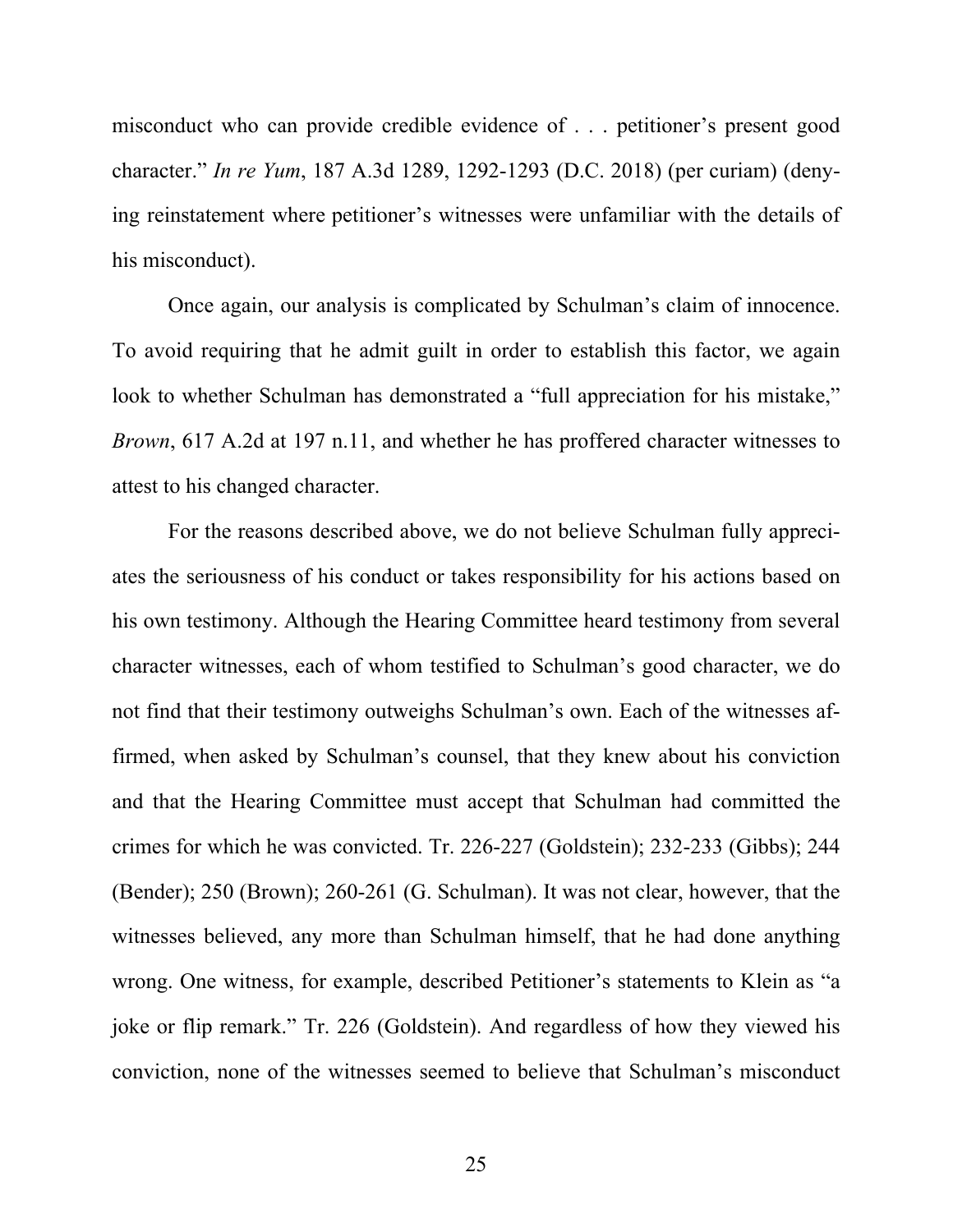misconduct who can provide credible evidence of . . . petitioner's present good character." *In re Yum*, 187 A.3d 1289, 1292-1293 (D.C. 2018) (per curiam) (denying reinstatement where petitioner's witnesses were unfamiliar with the details of his misconduct).

Once again, our analysis is complicated by Schulman's claim of innocence. To avoid requiring that he admit guilt in order to establish this factor, we again look to whether Schulman has demonstrated a "full appreciation for his mistake," *Brown*, 617 A.2d at 197 n.11, and whether he has proffered character witnesses to attest to his changed character.

For the reasons described above, we do not believe Schulman fully appreciates the seriousness of his conduct or takes responsibility for his actions based on his own testimony. Although the Hearing Committee heard testimony from several character witnesses, each of whom testified to Schulman's good character, we do not find that their testimony outweighs Schulman's own. Each of the witnesses affirmed, when asked by Schulman's counsel, that they knew about his conviction and that the Hearing Committee must accept that Schulman had committed the crimes for which he was convicted. Tr. 226-227 (Goldstein); 232-233 (Gibbs); 244 (Bender); 250 (Brown); 260-261 (G. Schulman). It was not clear, however, that the witnesses believed, any more than Schulman himself, that he had done anything wrong. One witness, for example, described Petitioner's statements to Klein as "a joke or flip remark." Tr. 226 (Goldstein). And regardless of how they viewed his conviction, none of the witnesses seemed to believe that Schulman's misconduct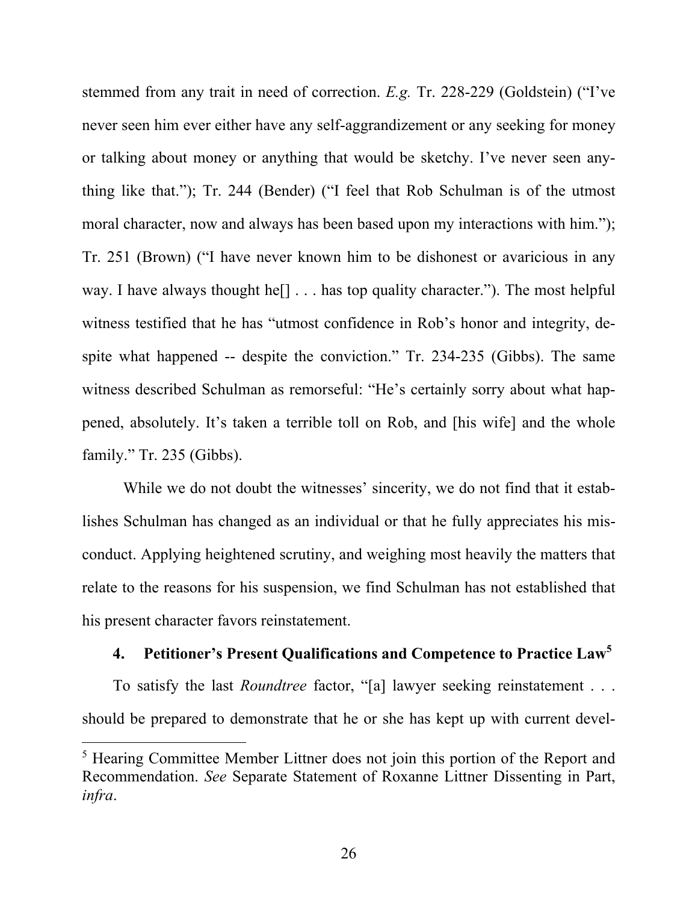stemmed from any trait in need of correction. *E.g.* Tr. 228-229 (Goldstein) ("I've never seen him ever either have any self-aggrandizement or any seeking for money or talking about money or anything that would be sketchy. I've never seen anything like that."); Tr. 244 (Bender) ("I feel that Rob Schulman is of the utmost moral character, now and always has been based upon my interactions with him."); Tr. 251 (Brown) ("I have never known him to be dishonest or avaricious in any way. I have always thought he[] . . . has top quality character."). The most helpful witness testified that he has "utmost confidence in Rob's honor and integrity, despite what happened -- despite the conviction." Tr. 234-235 (Gibbs). The same witness described Schulman as remorseful: "He's certainly sorry about what happened, absolutely. It's taken a terrible toll on Rob, and [his wife] and the whole family." Tr. 235 (Gibbs).

While we do not doubt the witnesses' sincerity, we do not find that it establishes Schulman has changed as an individual or that he fully appreciates his misconduct. Applying heightened scrutiny, and weighing most heavily the matters that relate to the reasons for his suspension, we find Schulman has not established that his present character favors reinstatement.

#### 4. Petitioner's Present Qualifications and Competence to Practice Law[5]

To satisfy the last *Roundtree* factor, "[a] lawyer seeking reinstatement . . . should be prepared to demonstrate that he or she has kept up with current devel-

---

[5] Hearing Committee Member Littner does not join this portion of the Report and Recommendation. *See* Separate Statement of Roxanne Littner Dissenting in Part, *infra*.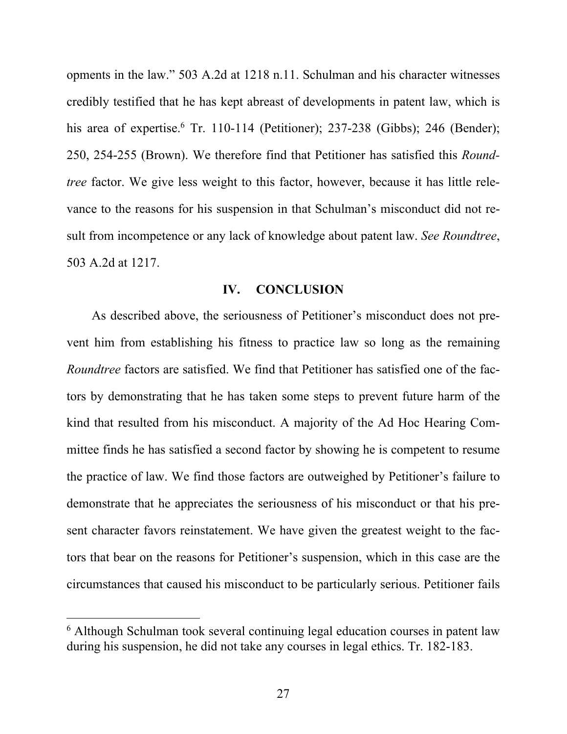opments in the law." 503 A.2d at 1218 n.11. Schulman and his character witnesses credibly testified that he has kept abreast of developments in patent law, which is his area of expertise.[6] Tr. 110-114 (Petitioner); 237-238 (Gibbs); 246 (Bender); 250, 254-255 (Brown). We therefore find that Petitioner has satisfied this *Roundtree* factor. We give less weight to this factor, however, because it has little relevance to the reasons for his suspension in that Schulman's misconduct did not result from incompetence or any lack of knowledge about patent law. *See Roundtree*, 503 A.2d at 1217.

## IV. CONCLUSION

As described above, the seriousness of Petitioner's misconduct does not prevent him from establishing his fitness to practice law so long as the remaining *Roundtree* factors are satisfied. We find that Petitioner has satisfied one of the factors by demonstrating that he has taken some steps to prevent future harm of the kind that resulted from his misconduct. A majority of the Ad Hoc Hearing Committee finds he has satisfied a second factor by showing he is competent to resume the practice of law. We find those factors are outweighed by Petitioner's failure to demonstrate that he appreciates the seriousness of his misconduct or that his present character favors reinstatement. We have given the greatest weight to the factors that bear on the reasons for Petitioner's suspension, which in this case are the circumstances that caused his misconduct to be particularly serious. Petitioner fails

[6] Although Schulman took several continuing legal education courses in patent law during his suspension, he did not take any courses in legal ethics. Tr. 182-183.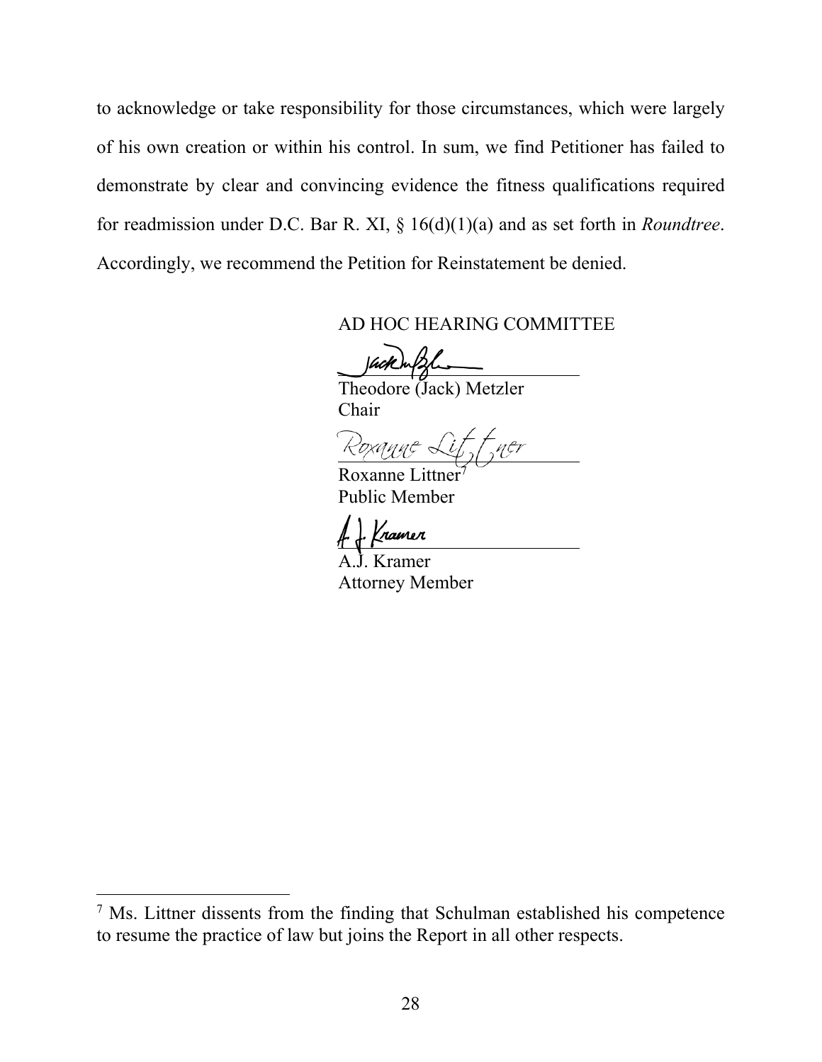to acknowledge or take responsibility for those circumstances, which were largely of his own creation or within his control. In sum, we find Petitioner has failed to demonstrate by clear and convincing evidence the fitness qualifications required for readmission under D.C. Bar R. XI, § 16(d)(1)(a) and as set forth in *Roundtree*. Accordingly, we recommend the Petition for Reinstatement be denied.

AD HOC HEARING COMMITTEE

Theodore (Jack) Metzler
Chair

Roxanne Littner[7]
Public Member

A.J. Kramer
Attorney Member

---

[7] Ms. Littner dissents from the finding that Schulman established his competence to resume the practice of law but joins the Report in all other respects.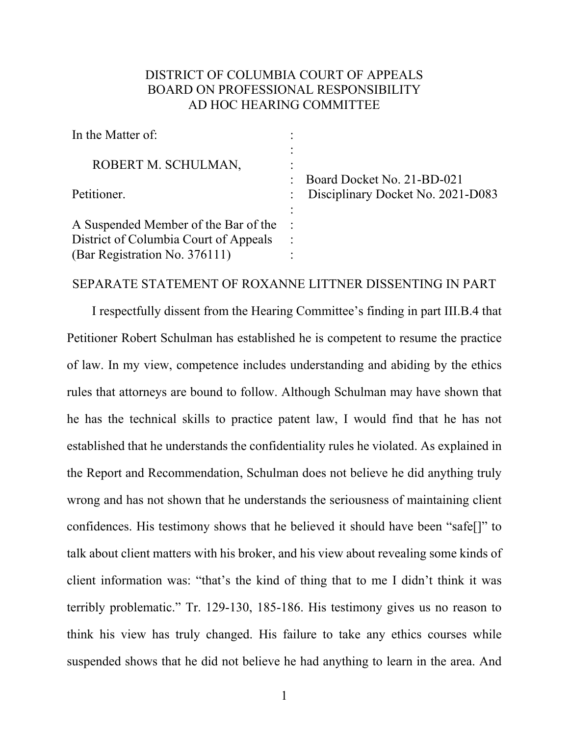DISTRICT OF COLUMBIA COURT OF APPEALS
BOARD ON PROFESSIONAL RESPONSIBILITY
AD HOC HEARING COMMITTEE

| | | |
|---|---|---|
| In the Matter of: | : | |
| | : | |
| ROBERT M. SCHULMAN, | : | |
| | : | Board Docket No. 21-BD-021 |
| Petitioner. | : | Disciplinary Docket No. 2021-D083 |
| | : | |
| A Suspended Member of the Bar of the | : | |
| District of Columbia Court of Appeals | : | |
| (Bar Registration No. 376111) | : | |

SEPARATE STATEMENT OF ROXANNE LITTNER DISSENTING IN PART

I respectfully dissent from the Hearing Committee's finding in part III.B.4 that Petitioner Robert Schulman has established he is competent to resume the practice of law. In my view, competence includes understanding and abiding by the ethics rules that attorneys are bound to follow. Although Schulman may have shown that he has the technical skills to practice patent law, I would find that he has not established that he understands the confidentiality rules he violated. As explained in the Report and Recommendation, Schulman does not believe he did anything truly wrong and has not shown that he understands the seriousness of maintaining client confidences. His testimony shows that he believed it should have been "safe[]" to talk about client matters with his broker, and his view about revealing some kinds of client information was: "that's the kind of thing that to me I didn't think it was terribly problematic." Tr. 129-130, 185-186. His testimony gives us no reason to think his view has truly changed. His failure to take any ethics courses while suspended shows that he did not believe he had anything to learn in the area. And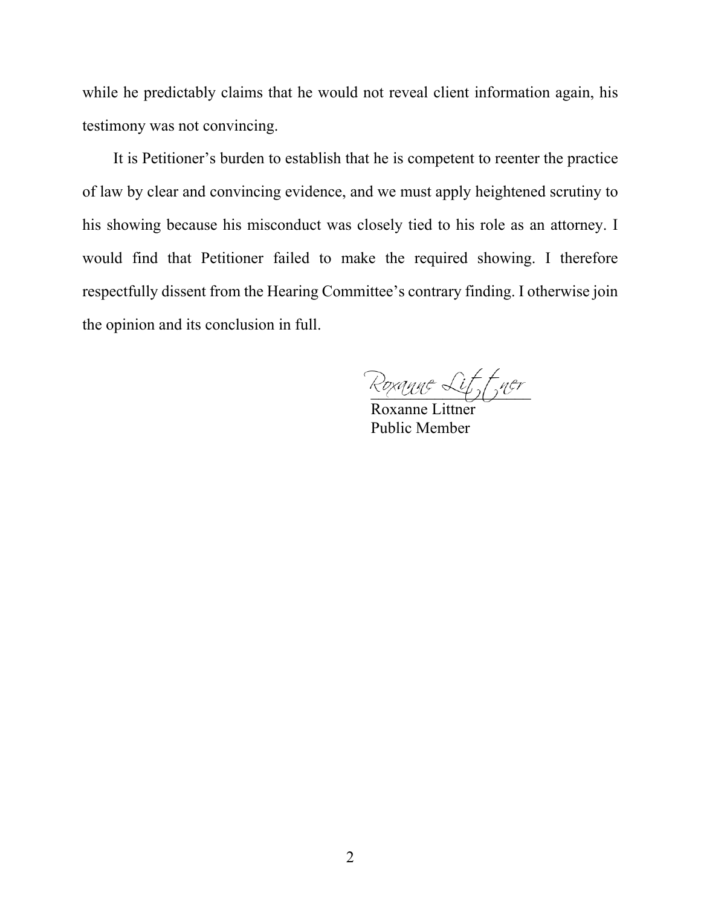while he predictably claims that he would not reveal client information again, his testimony was not convincing.

It is Petitioner's burden to establish that he is competent to reenter the practice of law by clear and convincing evidence, and we must apply heightened scrutiny to his showing because his misconduct was closely tied to his role as an attorney. I would find that Petitioner failed to make the required showing. I therefore respectfully dissent from the Hearing Committee's contrary finding. I otherwise join the opinion and its conclusion in full.

Roxanne Littner
Roxanne Littner
Public Member